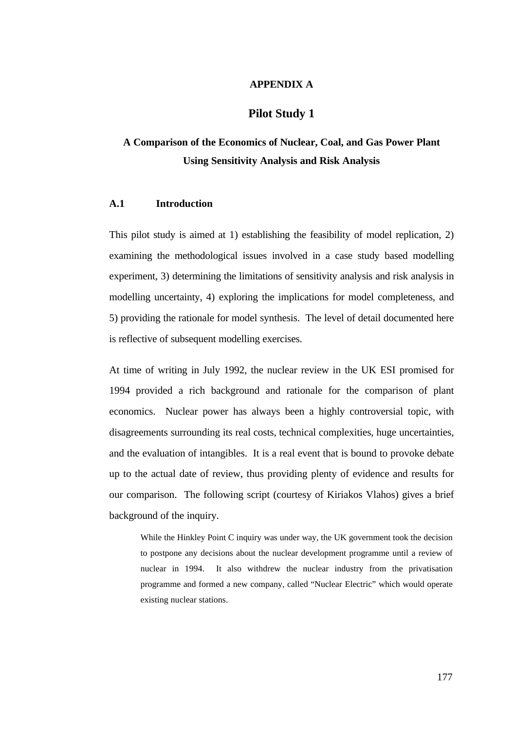# APPENDIX A

## Pilot Study 1

### A Comparison of the Economics of Nuclear, Coal, and Gas Power Plant Using Sensitivity Analysis and Risk Analysis

### A.1 Introduction

This pilot study is aimed at 1) establishing the feasibility of model replication, 2) examining the methodological issues involved in a case study based modelling experiment, 3) determining the limitations of sensitivity analysis and risk analysis in modelling uncertainty, 4) exploring the implications for model completeness, and 5) providing the rationale for model synthesis. The level of detail documented here is reflective of subsequent modelling exercises.

At time of writing in July 1992, the nuclear review in the UK ESI promised for 1994 provided a rich background and rationale for the comparison of plant economics. Nuclear power has always been a highly controversial topic, with disagreements surrounding its real costs, technical complexities, huge uncertainties, and the evaluation of intangibles. It is a real event that is bound to provoke debate up to the actual date of review, thus providing plenty of evidence and results for our comparison. The following script (courtesy of Kiriakos Vlahos) gives a brief background of the inquiry.

> While the Hinkley Point C inquiry was under way, the UK government took the decision to postpone any decisions about the nuclear development programme until a review of nuclear in 1994. It also withdrew the nuclear industry from the privatisation programme and formed a new company, called "Nuclear Electric" which would operate existing nuclear stations.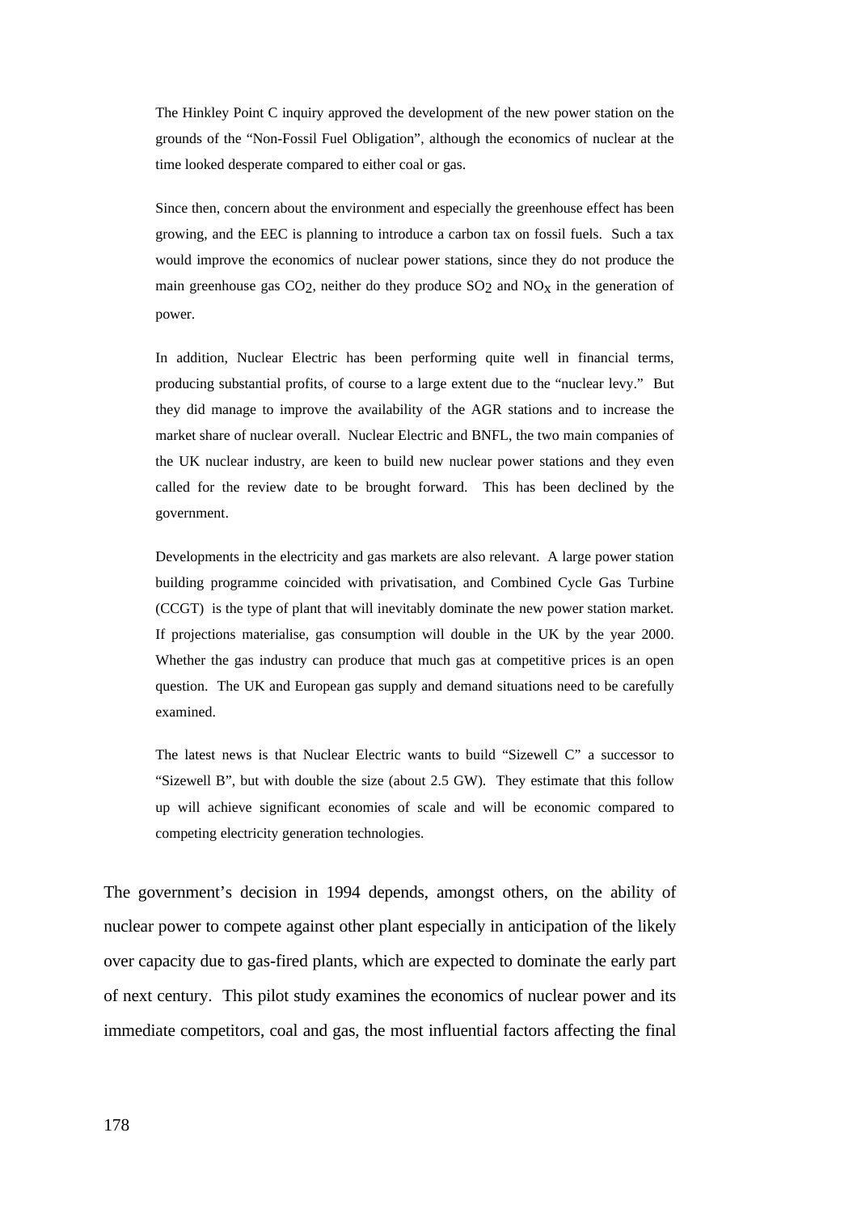The Hinkley Point C inquiry approved the development of the new power station on the grounds of the "Non-Fossil Fuel Obligation", although the economics of nuclear at the time looked desperate compared to either coal or gas.

Since then, concern about the environment and especially the greenhouse effect has been growing, and the EEC is planning to introduce a carbon tax on fossil fuels. Such a tax would improve the economics of nuclear power stations, since they do not produce the main greenhouse gas $CO_2$, neither do they produce $SO_2$ and $NO_x$ in the generation of power.

In addition, Nuclear Electric has been performing quite well in financial terms, producing substantial profits, of course to a large extent due to the "nuclear levy." But they did manage to improve the availability of the AGR stations and to increase the market share of nuclear overall. Nuclear Electric and BNFL, the two main companies of the UK nuclear industry, are keen to build new nuclear power stations and they even called for the review date to be brought forward. This has been declined by the government.

Developments in the electricity and gas markets are also relevant. A large power station building programme coincided with privatisation, and Combined Cycle Gas Turbine (CCGT) is the type of plant that will inevitably dominate the new power station market. If projections materialise, gas consumption will double in the UK by the year 2000. Whether the gas industry can produce that much gas at competitive prices is an open question. The UK and European gas supply and demand situations need to be carefully examined.

The latest news is that Nuclear Electric wants to build "Sizewell C" a successor to "Sizewell B", but with double the size (about 2.5 GW). They estimate that this follow up will achieve significant economies of scale and will be economic compared to competing electricity generation technologies.

The government's decision in 1994 depends, amongst others, on the ability of nuclear power to compete against other plant especially in anticipation of the likely over capacity due to gas-fired plants, which are expected to dominate the early part of next century. This pilot study examines the economics of nuclear power and its immediate competitors, coal and gas, the most influential factors affecting the final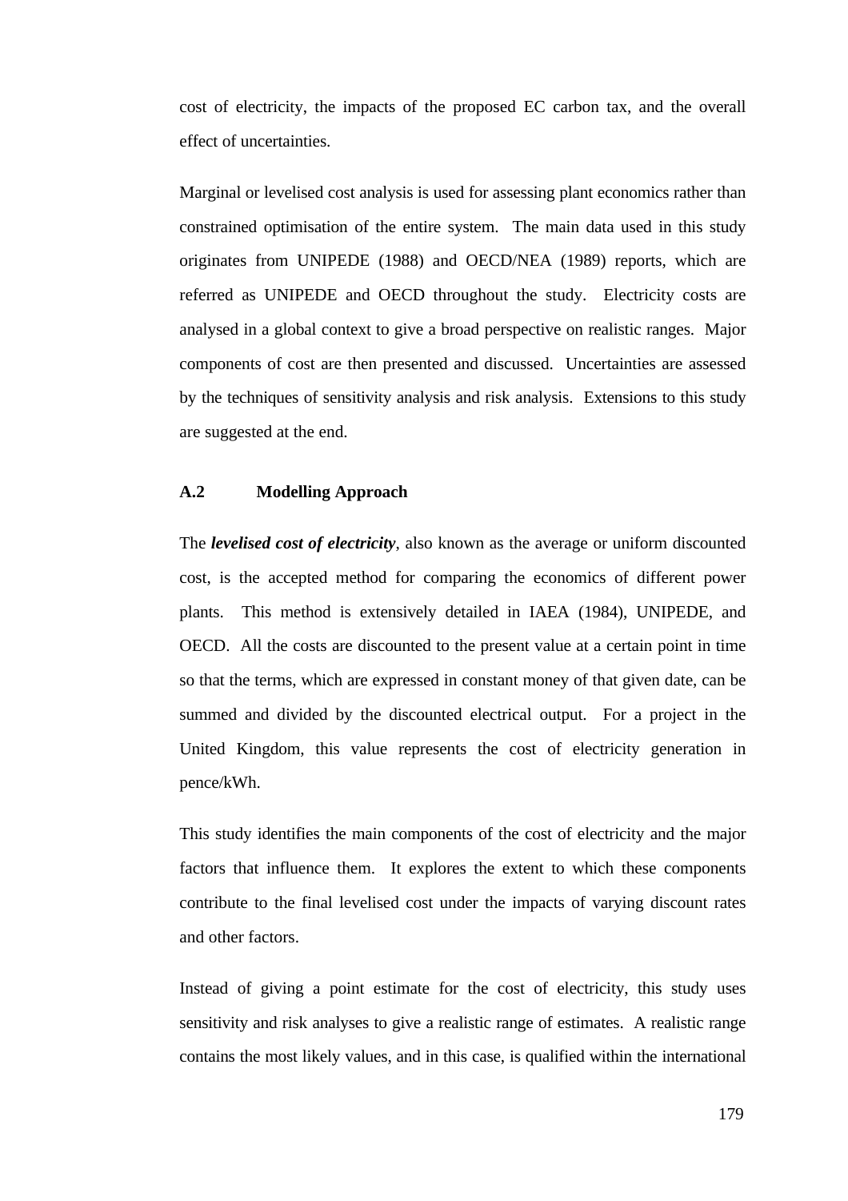cost of electricity, the impacts of the proposed EC carbon tax, and the overall effect of uncertainties.

Marginal or levelised cost analysis is used for assessing plant economics rather than constrained optimisation of the entire system. The main data used in this study originates from UNIPEDE (1988) and OECD/NEA (1989) reports, which are referred as UNIPEDE and OECD throughout the study. Electricity costs are analysed in a global context to give a broad perspective on realistic ranges. Major components of cost are then presented and discussed. Uncertainties are assessed by the techniques of sensitivity analysis and risk analysis. Extensions to this study are suggested at the end.

## A.2 Modelling Approach

The ***levelised cost of electricity***, also known as the average or uniform discounted cost, is the accepted method for comparing the economics of different power plants. This method is extensively detailed in IAEA (1984), UNIPEDE, and OECD. All the costs are discounted to the present value at a certain point in time so that the terms, which are expressed in constant money of that given date, can be summed and divided by the discounted electrical output. For a project in the United Kingdom, this value represents the cost of electricity generation in pence/kWh.

This study identifies the main components of the cost of electricity and the major factors that influence them. It explores the extent to which these components contribute to the final levelised cost under the impacts of varying discount rates and other factors.

Instead of giving a point estimate for the cost of electricity, this study uses sensitivity and risk analyses to give a realistic range of estimates. A realistic range contains the most likely values, and in this case, is qualified within the international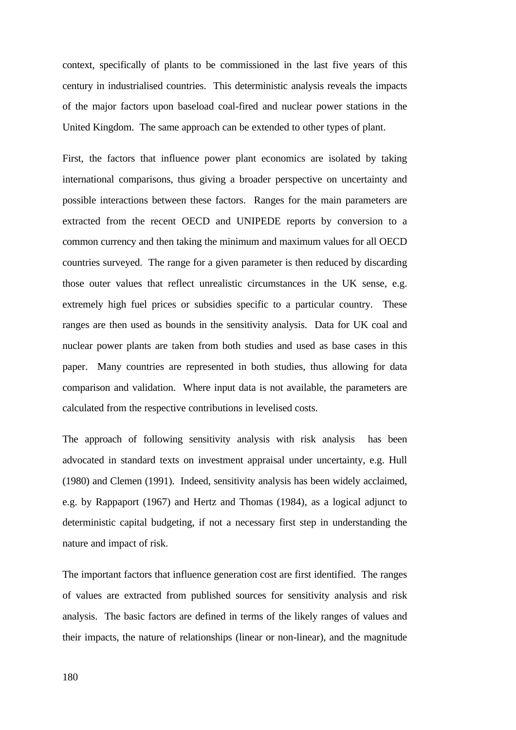context, specifically of plants to be commissioned in the last five years of this century in industrialised countries. This deterministic analysis reveals the impacts of the major factors upon baseload coal-fired and nuclear power stations in the United Kingdom. The same approach can be extended to other types of plant.

First, the factors that influence power plant economics are isolated by taking international comparisons, thus giving a broader perspective on uncertainty and possible interactions between these factors. Ranges for the main parameters are extracted from the recent OECD and UNIPEDE reports by conversion to a common currency and then taking the minimum and maximum values for all OECD countries surveyed. The range for a given parameter is then reduced by discarding those outer values that reflect unrealistic circumstances in the UK sense, e.g. extremely high fuel prices or subsidies specific to a particular country. These ranges are then used as bounds in the sensitivity analysis. Data for UK coal and nuclear power plants are taken from both studies and used as base cases in this paper. Many countries are represented in both studies, thus allowing for data comparison and validation. Where input data is not available, the parameters are calculated from the respective contributions in levelised costs.

The approach of following sensitivity analysis with risk analysis has been advocated in standard texts on investment appraisal under uncertainty, e.g. Hull (1980) and Clemen (1991). Indeed, sensitivity analysis has been widely acclaimed, e.g. by Rappaport (1967) and Hertz and Thomas (1984), as a logical adjunct to deterministic capital budgeting, if not a necessary first step in understanding the nature and impact of risk.

The important factors that influence generation cost are first identified. The ranges of values are extracted from published sources for sensitivity analysis and risk analysis. The basic factors are defined in terms of the likely ranges of values and their impacts, the nature of relationships (linear or non-linear), and the magnitude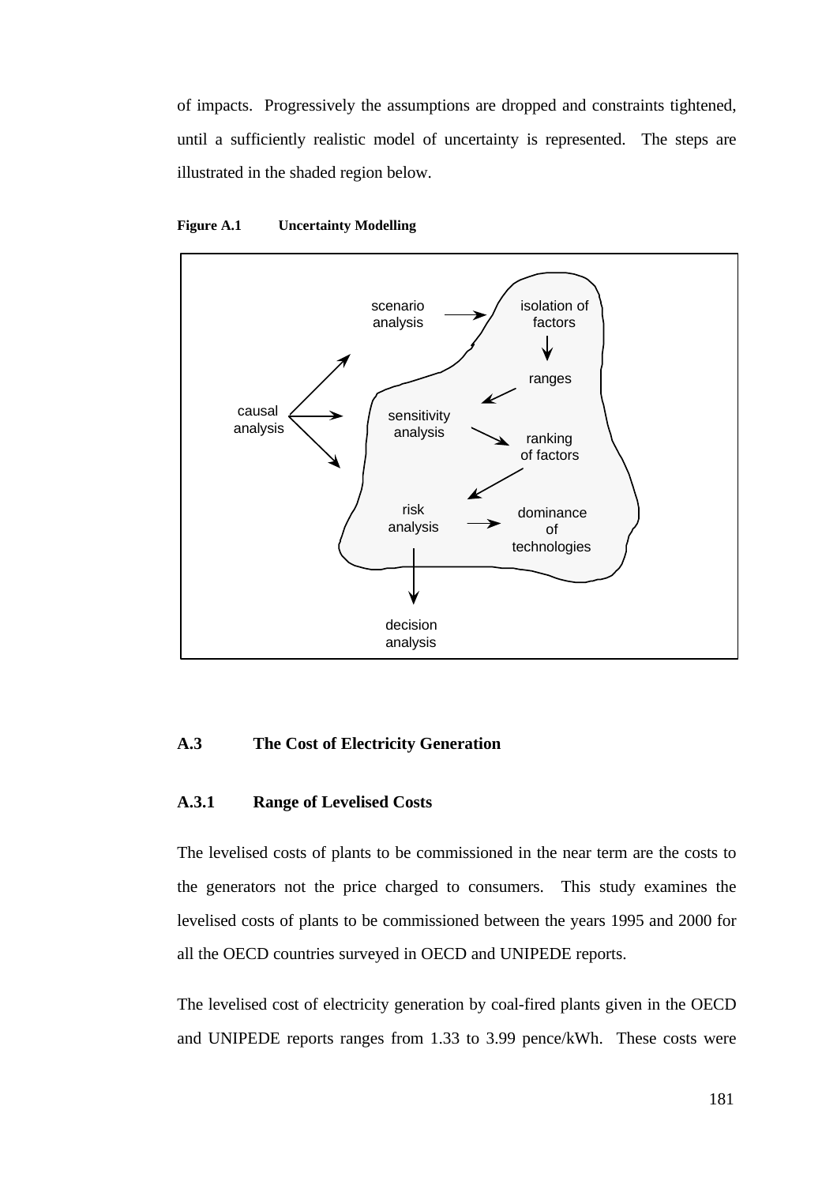of impacts. Progressively the assumptions are dropped and constraints tightened, until a sufficiently realistic model of uncertainty is represented. The steps are illustrated in the shaded region below.

**Figure A.1 Uncertainty Modelling**

## A.3 The Cost of Electricity Generation

### A.3.1 Range of Levelised Costs

The levelised costs of plants to be commissioned in the near term are the costs to the generators not the price charged to consumers. This study examines the levelised costs of plants to be commissioned between the years 1995 and 2000 for all the OECD countries surveyed in OECD and UNIPEDE reports.

The levelised cost of electricity generation by coal-fired plants given in the OECD and UNIPEDE reports ranges from 1.33 to 3.99 pence/kWh. These costs were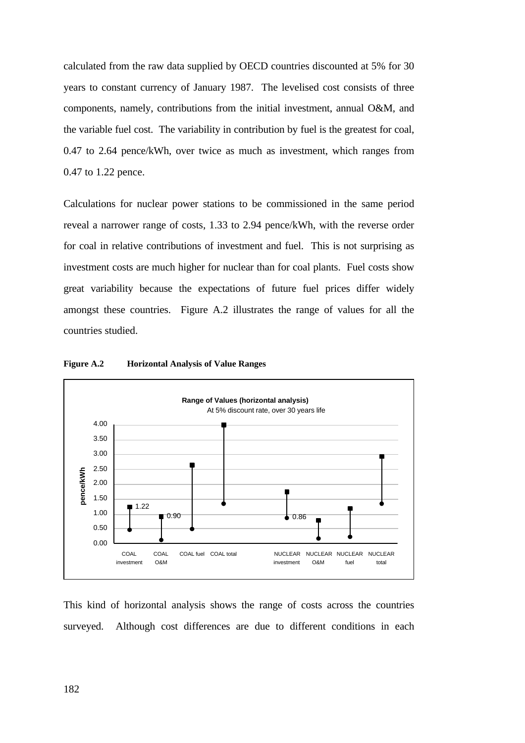calculated from the raw data supplied by OECD countries discounted at 5% for 30 years to constant currency of January 1987. The levelised cost consists of three components, namely, contributions from the initial investment, annual O&M, and the variable fuel cost. The variability in contribution by fuel is the greatest for coal, 0.47 to 2.64 pence/kWh, over twice as much as investment, which ranges from 0.47 to 1.22 pence.

Calculations for nuclear power stations to be commissioned in the same period reveal a narrower range of costs, 1.33 to 2.94 pence/kWh, with the reverse order for coal in relative contributions of investment and fuel. This is not surprising as investment costs are much higher for nuclear than for coal plants. Fuel costs show great variability because the expectations of future fuel prices differ widely amongst these countries. Figure A.2 illustrates the range of values for all the countries studied.

**Figure A.2 Horizontal Analysis of Value Ranges**

**Range of Values (horizontal analysis)**
At 5% discount rate, over 30 years life

pence/kWh

4.00
3.50
3.00
2.50
2.00
1.50
1.00
0.50
0.00

1.22
0.90
0.86

COAL investment | COAL O&M | COAL fuel | COAL total | NUCLEAR investment | NUCLEAR O&M | NUCLEAR fuel | NUCLEAR total

This kind of horizontal analysis shows the range of costs across the countries surveyed. Although cost differences are due to different conditions in each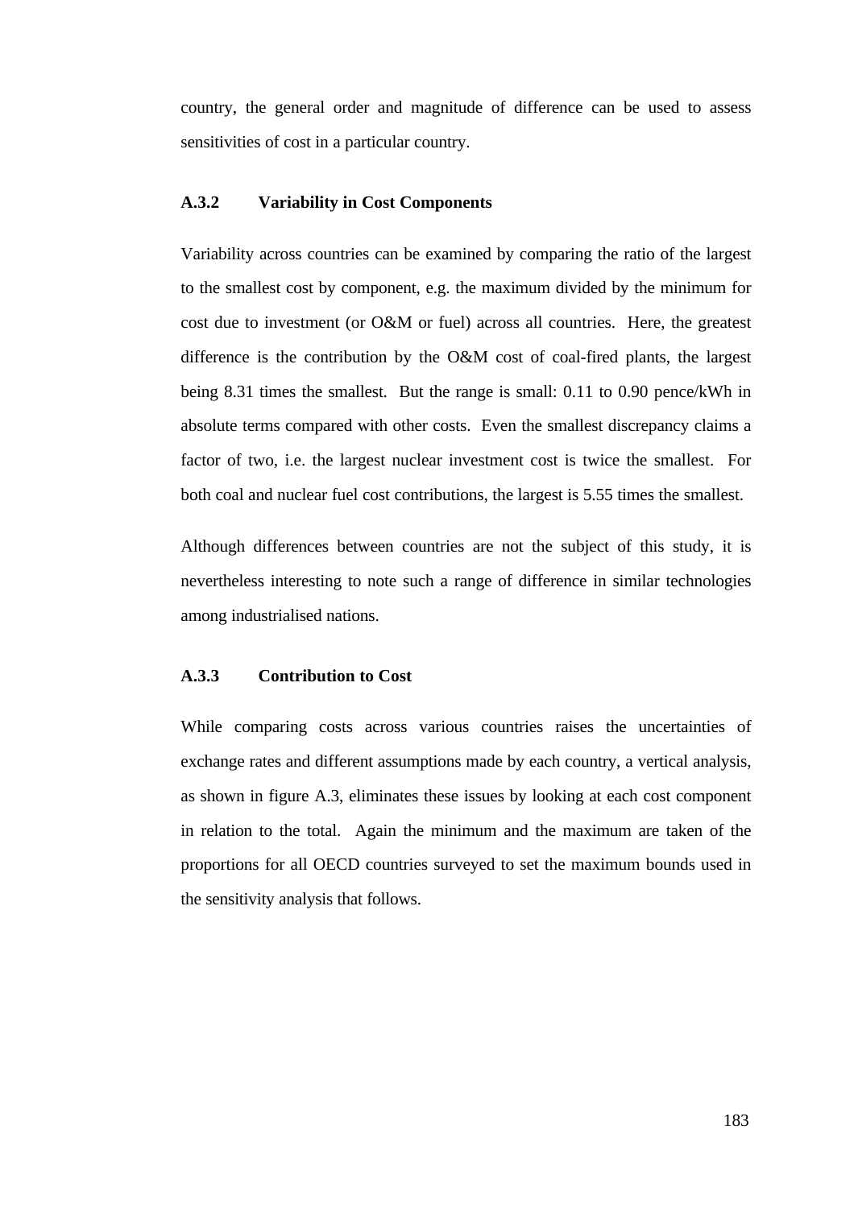country, the general order and magnitude of difference can be used to assess sensitivities of cost in a particular country.

### A.3.2 Variability in Cost Components

Variability across countries can be examined by comparing the ratio of the largest to the smallest cost by component, e.g. the maximum divided by the minimum for cost due to investment (or O&M or fuel) across all countries. Here, the greatest difference is the contribution by the O&M cost of coal-fired plants, the largest being 8.31 times the smallest. But the range is small: 0.11 to 0.90 pence/kWh in absolute terms compared with other costs. Even the smallest discrepancy claims a factor of two, i.e. the largest nuclear investment cost is twice the smallest. For both coal and nuclear fuel cost contributions, the largest is 5.55 times the smallest.

Although differences between countries are not the subject of this study, it is nevertheless interesting to note such a range of difference in similar technologies among industrialised nations.

### A.3.3 Contribution to Cost

While comparing costs across various countries raises the uncertainties of exchange rates and different assumptions made by each country, a vertical analysis, as shown in figure A.3, eliminates these issues by looking at each cost component in relation to the total. Again the minimum and the maximum are taken of the proportions for all OECD countries surveyed to set the maximum bounds used in the sensitivity analysis that follows.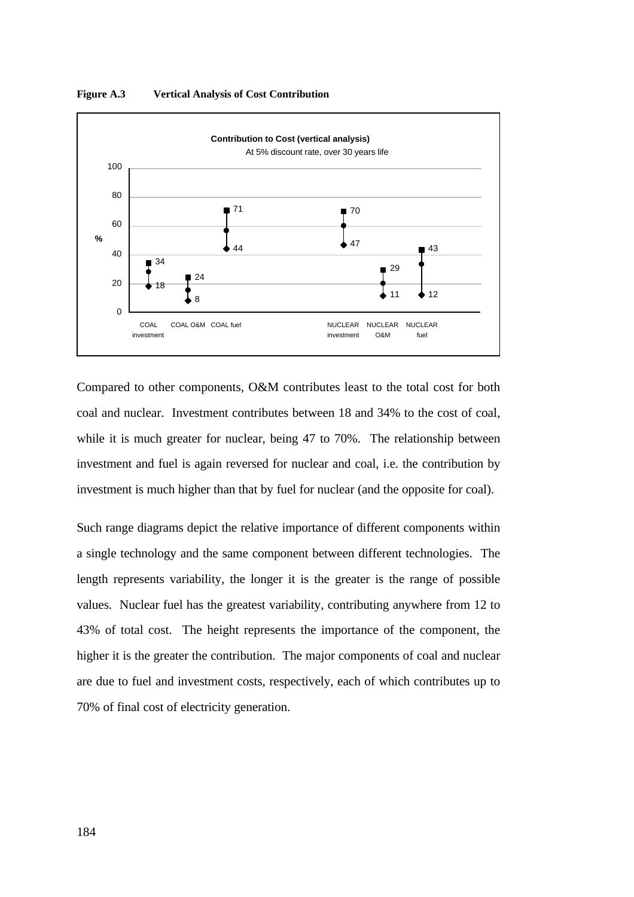**Figure A.3 Vertical Analysis of Cost Contribution**

**Contribution to Cost (vertical analysis)**
At 5% discount rate, over 30 years life

| Component | Min (%) | Max (%) |
|---|---|---|
| COAL investment | 18 | 34 |
| COAL O&M | 8 | 24 |
| COAL fuel | 44 | 71 |
| NUCLEAR investment | 47 | 70 |
| NUCLEAR O&M | 11 | 29 |
| NUCLEAR fuel | 12 | 43 |

Compared to other components, O&M contributes least to the total cost for both coal and nuclear. Investment contributes between 18 and 34% to the cost of coal, while it is much greater for nuclear, being 47 to 70%. The relationship between investment and fuel is again reversed for nuclear and coal, i.e. the contribution by investment is much higher than that by fuel for nuclear (and the opposite for coal).

Such range diagrams depict the relative importance of different components within a single technology and the same component between different technologies. The length represents variability, the longer it is the greater is the range of possible values. Nuclear fuel has the greatest variability, contributing anywhere from 12 to 43% of total cost. The height represents the importance of the component, the higher it is the greater the contribution. The major components of coal and nuclear are due to fuel and investment costs, respectively, each of which contributes up to 70% of final cost of electricity generation.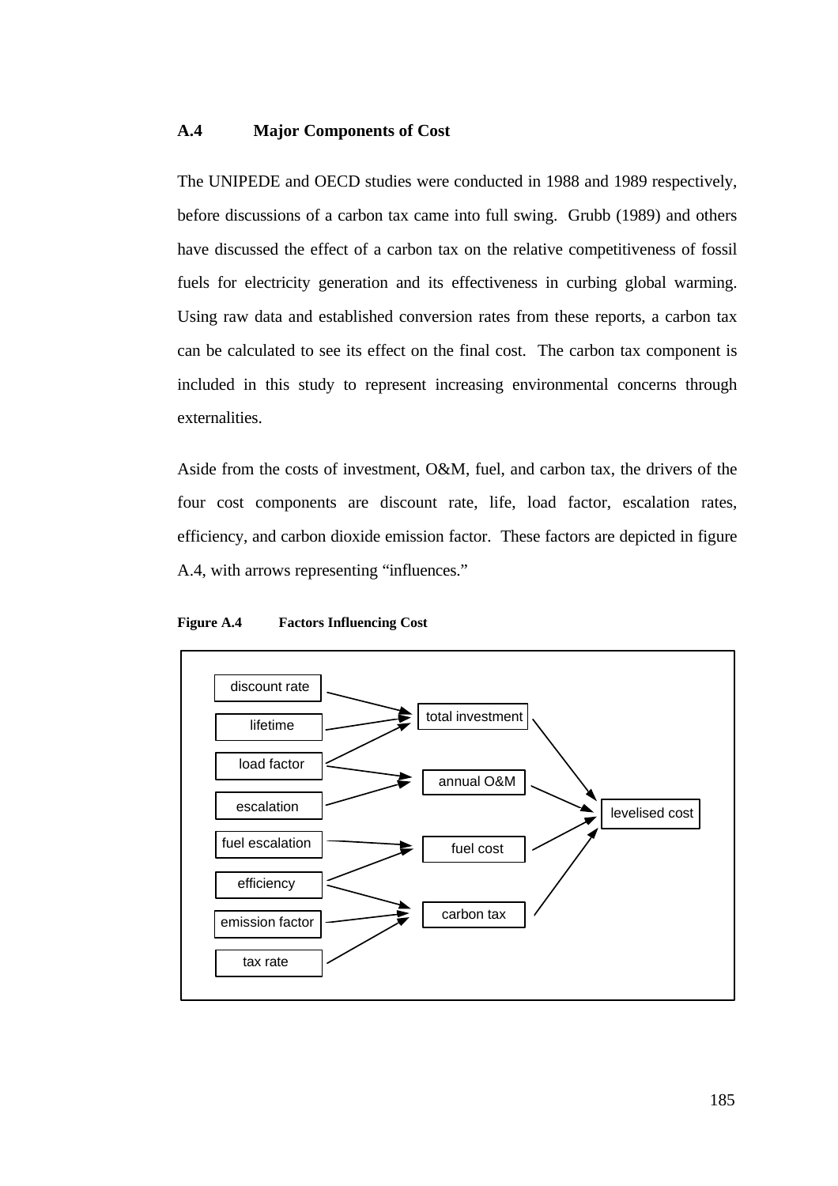### A.4 Major Components of Cost

The UNIPEDE and OECD studies were conducted in 1988 and 1989 respectively, before discussions of a carbon tax came into full swing. Grubb (1989) and others have discussed the effect of a carbon tax on the relative competitiveness of fossil fuels for electricity generation and its effectiveness in curbing global warming. Using raw data and established conversion rates from these reports, a carbon tax can be calculated to see its effect on the final cost. The carbon tax component is included in this study to represent increasing environmental concerns through externalities.

Aside from the costs of investment, O&M, fuel, and carbon tax, the drivers of the four cost components are discount rate, life, load factor, escalation rates, efficiency, and carbon dioxide emission factor. These factors are depicted in figure A.4, with arrows representing "influences."

**Figure A.4 Factors Influencing Cost**

discount rate, lifetime, load factor → total investment

load factor, escalation → annual O&M

fuel escalation, efficiency → fuel cost

efficiency, emission factor, tax rate → carbon tax

total investment, annual O&M, fuel cost, carbon tax → levelised cost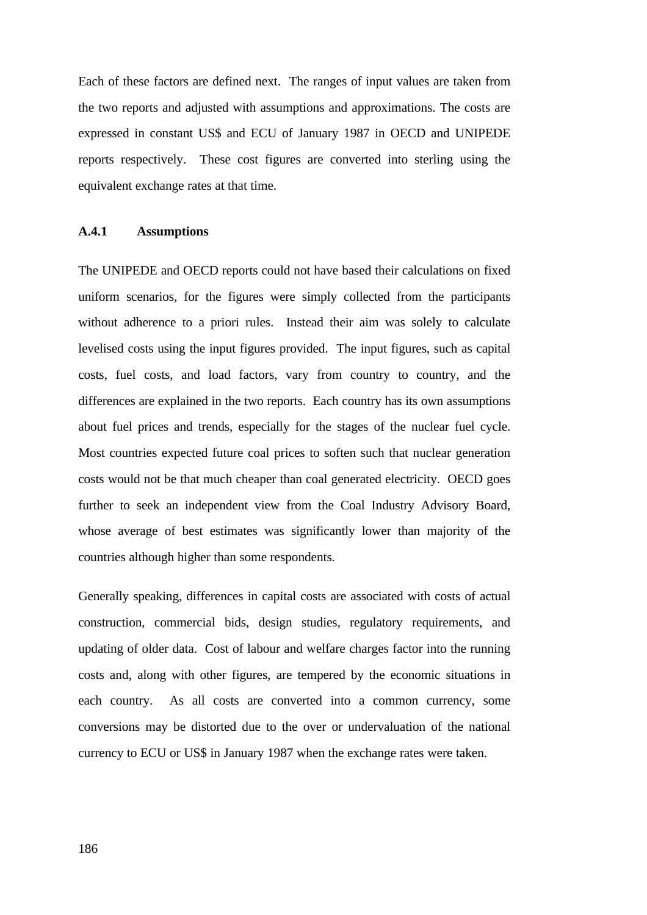Each of these factors are defined next. The ranges of input values are taken from the two reports and adjusted with assumptions and approximations. The costs are expressed in constant US$ and ECU of January 1987 in OECD and UNIPEDE reports respectively. These cost figures are converted into sterling using the equivalent exchange rates at that time.

### A.4.1 Assumptions

The UNIPEDE and OECD reports could not have based their calculations on fixed uniform scenarios, for the figures were simply collected from the participants without adherence to a priori rules. Instead their aim was solely to calculate levelised costs using the input figures provided. The input figures, such as capital costs, fuel costs, and load factors, vary from country to country, and the differences are explained in the two reports. Each country has its own assumptions about fuel prices and trends, especially for the stages of the nuclear fuel cycle. Most countries expected future coal prices to soften such that nuclear generation costs would not be that much cheaper than coal generated electricity. OECD goes further to seek an independent view from the Coal Industry Advisory Board, whose average of best estimates was significantly lower than majority of the countries although higher than some respondents.

Generally speaking, differences in capital costs are associated with costs of actual construction, commercial bids, design studies, regulatory requirements, and updating of older data. Cost of labour and welfare charges factor into the running costs and, along with other figures, are tempered by the economic situations in each country. As all costs are converted into a common currency, some conversions may be distorted due to the over or undervaluation of the national currency to ECU or US$ in January 1987 when the exchange rates were taken.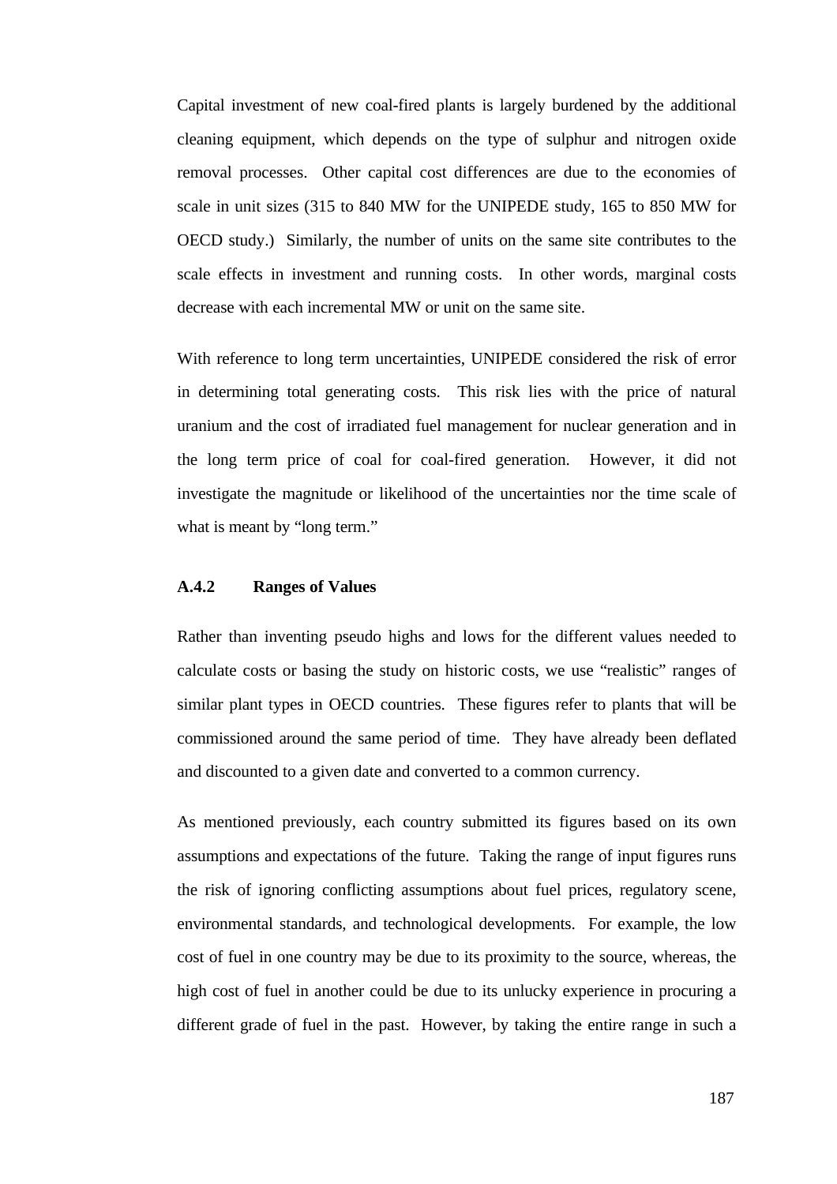Capital investment of new coal-fired plants is largely burdened by the additional cleaning equipment, which depends on the type of sulphur and nitrogen oxide removal processes. Other capital cost differences are due to the economies of scale in unit sizes (315 to 840 MW for the UNIPEDE study, 165 to 850 MW for OECD study.) Similarly, the number of units on the same site contributes to the scale effects in investment and running costs. In other words, marginal costs decrease with each incremental MW or unit on the same site.

With reference to long term uncertainties, UNIPEDE considered the risk of error in determining total generating costs. This risk lies with the price of natural uranium and the cost of irradiated fuel management for nuclear generation and in the long term price of coal for coal-fired generation. However, it did not investigate the magnitude or likelihood of the uncertainties nor the time scale of what is meant by "long term."

### A.4.2 Ranges of Values

Rather than inventing pseudo highs and lows for the different values needed to calculate costs or basing the study on historic costs, we use "realistic" ranges of similar plant types in OECD countries. These figures refer to plants that will be commissioned around the same period of time. They have already been deflated and discounted to a given date and converted to a common currency.

As mentioned previously, each country submitted its figures based on its own assumptions and expectations of the future. Taking the range of input figures runs the risk of ignoring conflicting assumptions about fuel prices, regulatory scene, environmental standards, and technological developments. For example, the low cost of fuel in one country may be due to its proximity to the source, whereas, the high cost of fuel in another could be due to its unlucky experience in procuring a different grade of fuel in the past. However, by taking the entire range in such a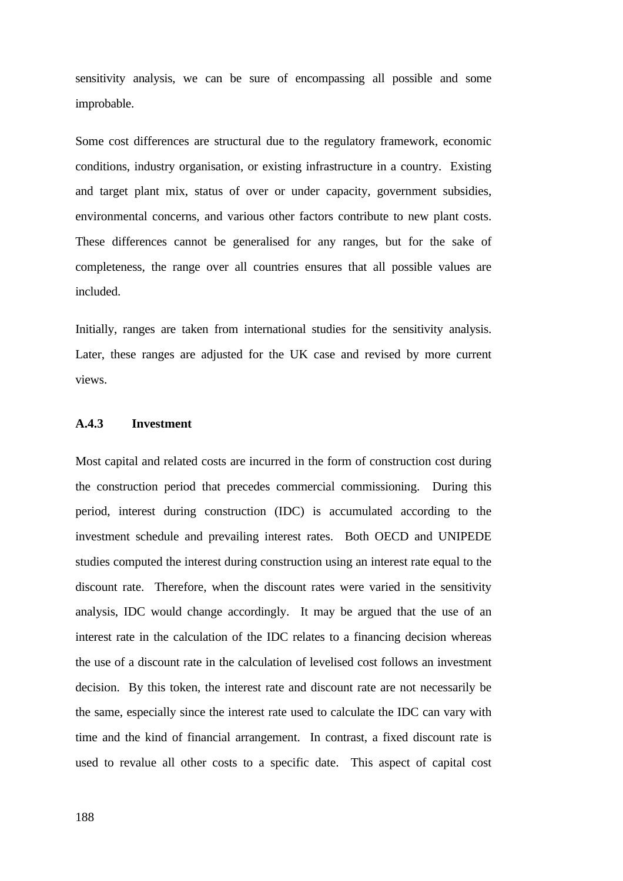sensitivity analysis, we can be sure of encompassing all possible and some improbable.

Some cost differences are structural due to the regulatory framework, economic conditions, industry organisation, or existing infrastructure in a country. Existing and target plant mix, status of over or under capacity, government subsidies, environmental concerns, and various other factors contribute to new plant costs. These differences cannot be generalised for any ranges, but for the sake of completeness, the range over all countries ensures that all possible values are included.

Initially, ranges are taken from international studies for the sensitivity analysis. Later, these ranges are adjusted for the UK case and revised by more current views.

### A.4.3 Investment

Most capital and related costs are incurred in the form of construction cost during the construction period that precedes commercial commissioning. During this period, interest during construction (IDC) is accumulated according to the investment schedule and prevailing interest rates. Both OECD and UNIPEDE studies computed the interest during construction using an interest rate equal to the discount rate. Therefore, when the discount rates were varied in the sensitivity analysis, IDC would change accordingly. It may be argued that the use of an interest rate in the calculation of the IDC relates to a financing decision whereas the use of a discount rate in the calculation of levelised cost follows an investment decision. By this token, the interest rate and discount rate are not necessarily be the same, especially since the interest rate used to calculate the IDC can vary with time and the kind of financial arrangement. In contrast, a fixed discount rate is used to revalue all other costs to a specific date. This aspect of capital cost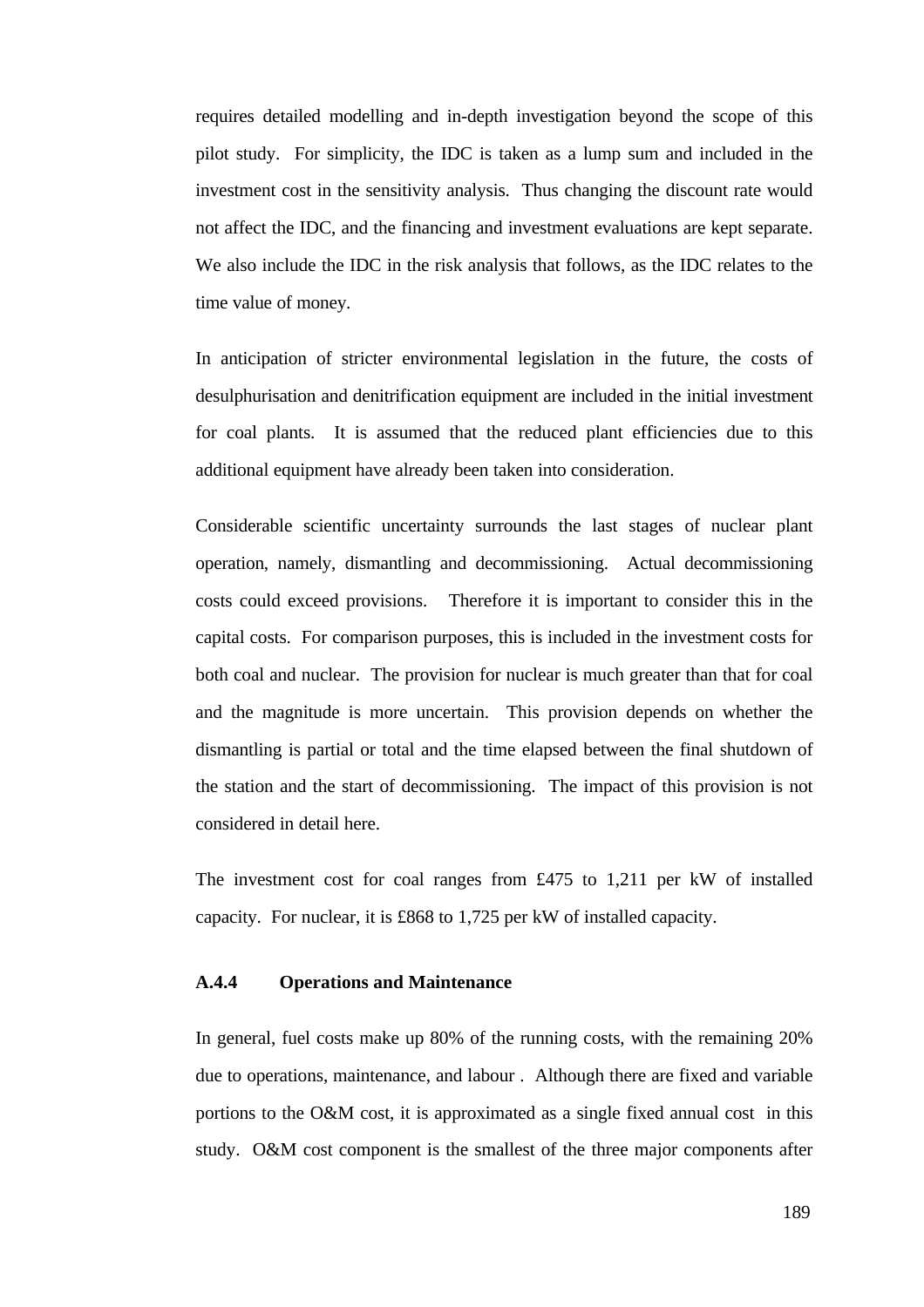requires detailed modelling and in-depth investigation beyond the scope of this pilot study. For simplicity, the IDC is taken as a lump sum and included in the investment cost in the sensitivity analysis. Thus changing the discount rate would not affect the IDC, and the financing and investment evaluations are kept separate. We also include the IDC in the risk analysis that follows, as the IDC relates to the time value of money.

In anticipation of stricter environmental legislation in the future, the costs of desulphurisation and denitrification equipment are included in the initial investment for coal plants. It is assumed that the reduced plant efficiencies due to this additional equipment have already been taken into consideration.

Considerable scientific uncertainty surrounds the last stages of nuclear plant operation, namely, dismantling and decommissioning. Actual decommissioning costs could exceed provisions. Therefore it is important to consider this in the capital costs. For comparison purposes, this is included in the investment costs for both coal and nuclear. The provision for nuclear is much greater than that for coal and the magnitude is more uncertain. This provision depends on whether the dismantling is partial or total and the time elapsed between the final shutdown of the station and the start of decommissioning. The impact of this provision is not considered in detail here.

The investment cost for coal ranges from £475 to 1,211 per kW of installed capacity. For nuclear, it is £868 to 1,725 per kW of installed capacity.

### A.4.4 Operations and Maintenance

In general, fuel costs make up 80% of the running costs, with the remaining 20% due to operations, maintenance, and labour . Although there are fixed and variable portions to the O&M cost, it is approximated as a single fixed annual cost in this study. O&M cost component is the smallest of the three major components after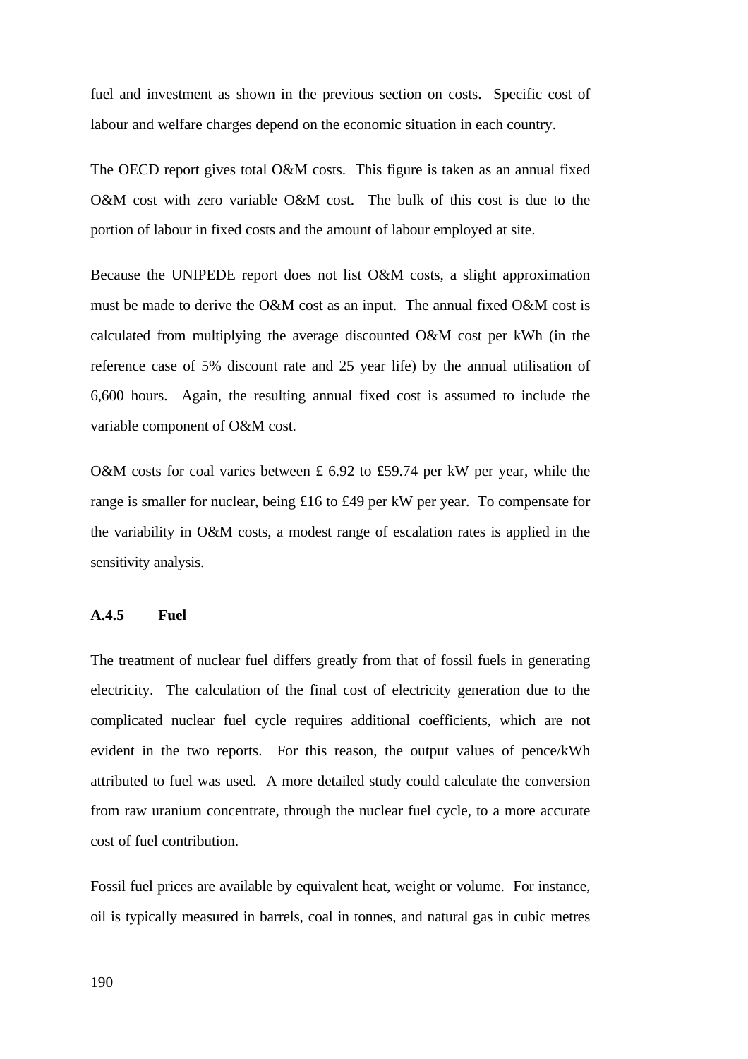fuel and investment as shown in the previous section on costs. Specific cost of labour and welfare charges depend on the economic situation in each country.

The OECD report gives total O&M costs. This figure is taken as an annual fixed O&M cost with zero variable O&M cost. The bulk of this cost is due to the portion of labour in fixed costs and the amount of labour employed at site.

Because the UNIPEDE report does not list O&M costs, a slight approximation must be made to derive the O&M cost as an input. The annual fixed O&M cost is calculated from multiplying the average discounted O&M cost per kWh (in the reference case of 5% discount rate and 25 year life) by the annual utilisation of 6,600 hours. Again, the resulting annual fixed cost is assumed to include the variable component of O&M cost.

O&M costs for coal varies between £ 6.92 to £59.74 per kW per year, while the range is smaller for nuclear, being £16 to £49 per kW per year. To compensate for the variability in O&M costs, a modest range of escalation rates is applied in the sensitivity analysis.

### A.4.5 Fuel

The treatment of nuclear fuel differs greatly from that of fossil fuels in generating electricity. The calculation of the final cost of electricity generation due to the complicated nuclear fuel cycle requires additional coefficients, which are not evident in the two reports. For this reason, the output values of pence/kWh attributed to fuel was used. A more detailed study could calculate the conversion from raw uranium concentrate, through the nuclear fuel cycle, to a more accurate cost of fuel contribution.

Fossil fuel prices are available by equivalent heat, weight or volume. For instance, oil is typically measured in barrels, coal in tonnes, and natural gas in cubic metres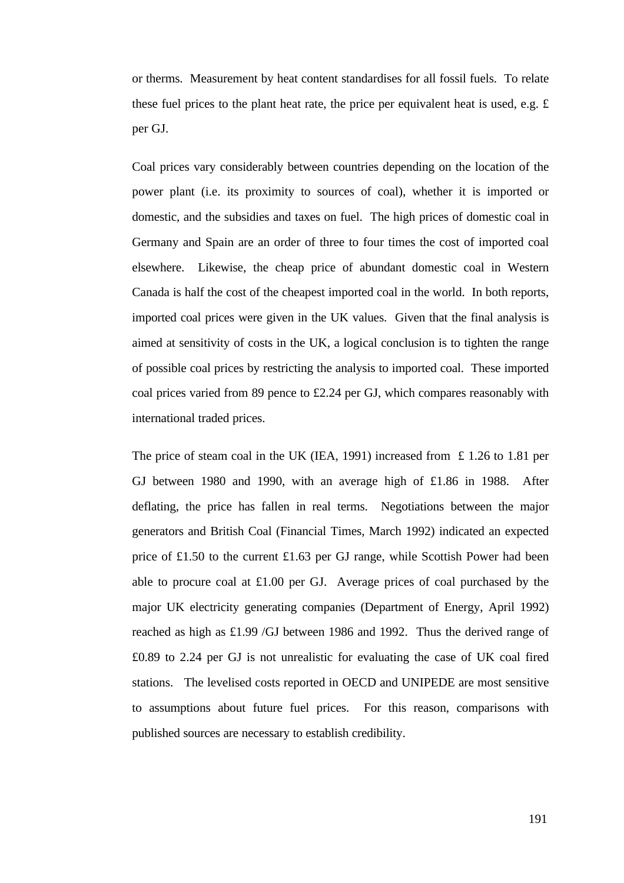or therms. Measurement by heat content standardises for all fossil fuels. To relate these fuel prices to the plant heat rate, the price per equivalent heat is used, e.g. £ per GJ.

Coal prices vary considerably between countries depending on the location of the power plant (i.e. its proximity to sources of coal), whether it is imported or domestic, and the subsidies and taxes on fuel. The high prices of domestic coal in Germany and Spain are an order of three to four times the cost of imported coal elsewhere. Likewise, the cheap price of abundant domestic coal in Western Canada is half the cost of the cheapest imported coal in the world. In both reports, imported coal prices were given in the UK values. Given that the final analysis is aimed at sensitivity of costs in the UK, a logical conclusion is to tighten the range of possible coal prices by restricting the analysis to imported coal. These imported coal prices varied from 89 pence to £2.24 per GJ, which compares reasonably with international traded prices.

The price of steam coal in the UK (IEA, 1991) increased from £ 1.26 to 1.81 per GJ between 1980 and 1990, with an average high of £1.86 in 1988. After deflating, the price has fallen in real terms. Negotiations between the major generators and British Coal (Financial Times, March 1992) indicated an expected price of £1.50 to the current £1.63 per GJ range, while Scottish Power had been able to procure coal at £1.00 per GJ. Average prices of coal purchased by the major UK electricity generating companies (Department of Energy, April 1992) reached as high as £1.99 /GJ between 1986 and 1992. Thus the derived range of £0.89 to 2.24 per GJ is not unrealistic for evaluating the case of UK coal fired stations. The levelised costs reported in OECD and UNIPEDE are most sensitive to assumptions about future fuel prices. For this reason, comparisons with published sources are necessary to establish credibility.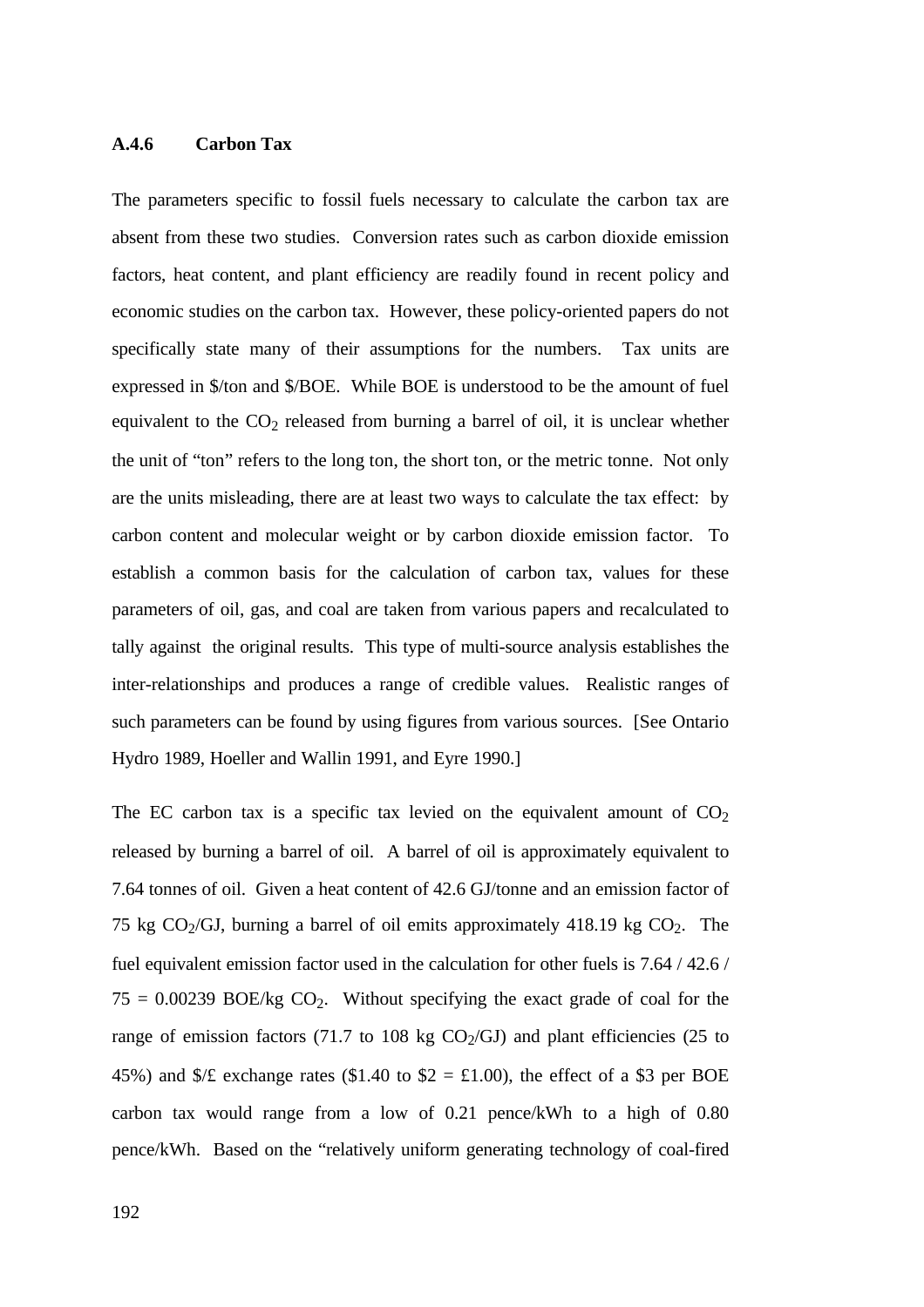### A.4.6 Carbon Tax

The parameters specific to fossil fuels necessary to calculate the carbon tax are absent from these two studies. Conversion rates such as carbon dioxide emission factors, heat content, and plant efficiency are readily found in recent policy and economic studies on the carbon tax. However, these policy-oriented papers do not specifically state many of their assumptions for the numbers. Tax units are expressed in \$/ton and \$/BOE. While BOE is understood to be the amount of fuel equivalent to the $CO_2$ released from burning a barrel of oil, it is unclear whether the unit of "ton" refers to the long ton, the short ton, or the metric tonne. Not only are the units misleading, there are at least two ways to calculate the tax effect: by carbon content and molecular weight or by carbon dioxide emission factor. To establish a common basis for the calculation of carbon tax, values for these parameters of oil, gas, and coal are taken from various papers and recalculated to tally against the original results. This type of multi-source analysis establishes the inter-relationships and produces a range of credible values. Realistic ranges of such parameters can be found by using figures from various sources. [See Ontario Hydro 1989, Hoeller and Wallin 1991, and Eyre 1990.]

The EC carbon tax is a specific tax levied on the equivalent amount of $CO_2$ released by burning a barrel of oil. A barrel of oil is approximately equivalent to 7.64 tonnes of oil. Given a heat content of 42.6 GJ/tonne and an emission factor of 75 kg $CO_2$/GJ, burning a barrel of oil emits approximately 418.19 kg $CO_2$. The fuel equivalent emission factor used in the calculation for other fuels is 7.64 / 42.6 / 75 = 0.00239 BOE/kg $CO_2$. Without specifying the exact grade of coal for the range of emission factors (71.7 to 108 kg $CO_2$/GJ) and plant efficiencies (25 to 45%) and \$/£ exchange rates (\$1.40 to \$2 = £1.00), the effect of a \$3 per BOE carbon tax would range from a low of 0.21 pence/kWh to a high of 0.80 pence/kWh. Based on the "relatively uniform generating technology of coal-fired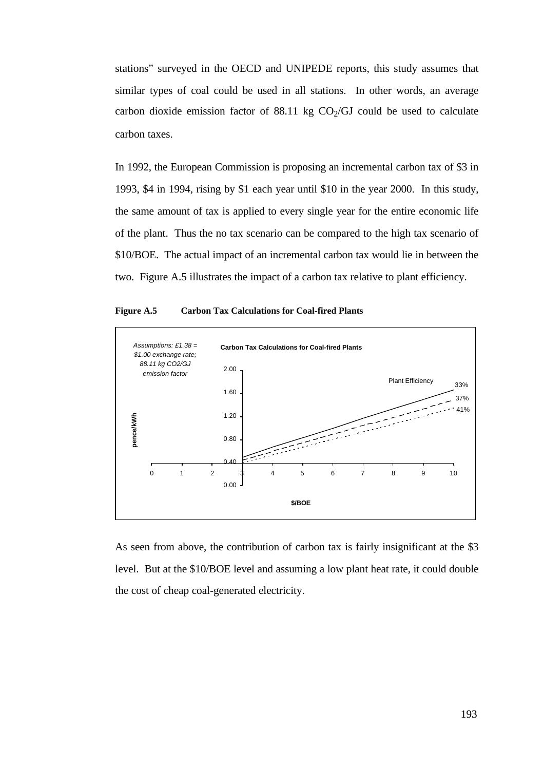stations" surveyed in the OECD and UNIPEDE reports, this study assumes that similar types of coal could be used in all stations. In other words, an average carbon dioxide emission factor of 88.11 kg $CO_2$/GJ could be used to calculate carbon taxes.

In 1992, the European Commission is proposing an incremental carbon tax of $3 in 1993, $4 in 1994, rising by $1 each year until $10 in the year 2000. In this study, the same amount of tax is applied to every single year for the entire economic life of the plant. Thus the no tax scenario can be compared to the high tax scenario of $10/BOE. The actual impact of an incremental carbon tax would lie in between the two. Figure A.5 illustrates the impact of a carbon tax relative to plant efficiency.

**Figure A.5 Carbon Tax Calculations for Coal-fired Plants**

*Assumptions: £1.38 = $1.00 exchange rate; 88.11 kg CO2/GJ emission factor*

Carbon Tax Calculations for Coal-fired Plants

(Chart: pence/kWh versus $/BOE, with lines for Plant Efficiency 33%, 37%, 41%)

As seen from above, the contribution of carbon tax is fairly insignificant at the $3 level. But at the $10/BOE level and assuming a low plant heat rate, it could double the cost of cheap coal-generated electricity.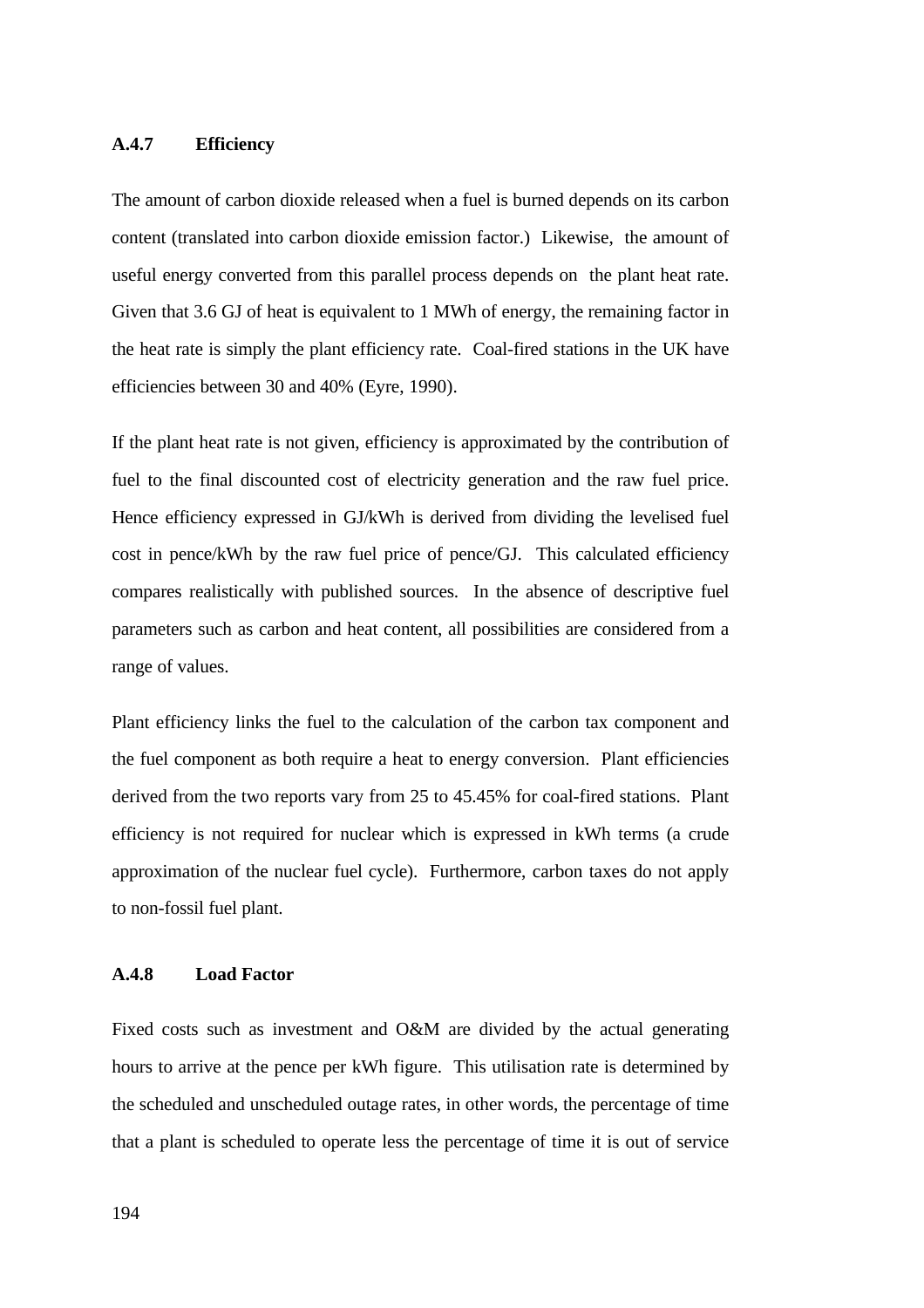### A.4.7 Efficiency

The amount of carbon dioxide released when a fuel is burned depends on its carbon content (translated into carbon dioxide emission factor.) Likewise, the amount of useful energy converted from this parallel process depends on the plant heat rate. Given that 3.6 GJ of heat is equivalent to 1 MWh of energy, the remaining factor in the heat rate is simply the plant efficiency rate. Coal-fired stations in the UK have efficiencies between 30 and 40% (Eyre, 1990).

If the plant heat rate is not given, efficiency is approximated by the contribution of fuel to the final discounted cost of electricity generation and the raw fuel price. Hence efficiency expressed in GJ/kWh is derived from dividing the levelised fuel cost in pence/kWh by the raw fuel price of pence/GJ. This calculated efficiency compares realistically with published sources. In the absence of descriptive fuel parameters such as carbon and heat content, all possibilities are considered from a range of values.

Plant efficiency links the fuel to the calculation of the carbon tax component and the fuel component as both require a heat to energy conversion. Plant efficiencies derived from the two reports vary from 25 to 45.45% for coal-fired stations. Plant efficiency is not required for nuclear which is expressed in kWh terms (a crude approximation of the nuclear fuel cycle). Furthermore, carbon taxes do not apply to non-fossil fuel plant.

### A.4.8 Load Factor

Fixed costs such as investment and O&M are divided by the actual generating hours to arrive at the pence per kWh figure. This utilisation rate is determined by the scheduled and unscheduled outage rates, in other words, the percentage of time that a plant is scheduled to operate less the percentage of time it is out of service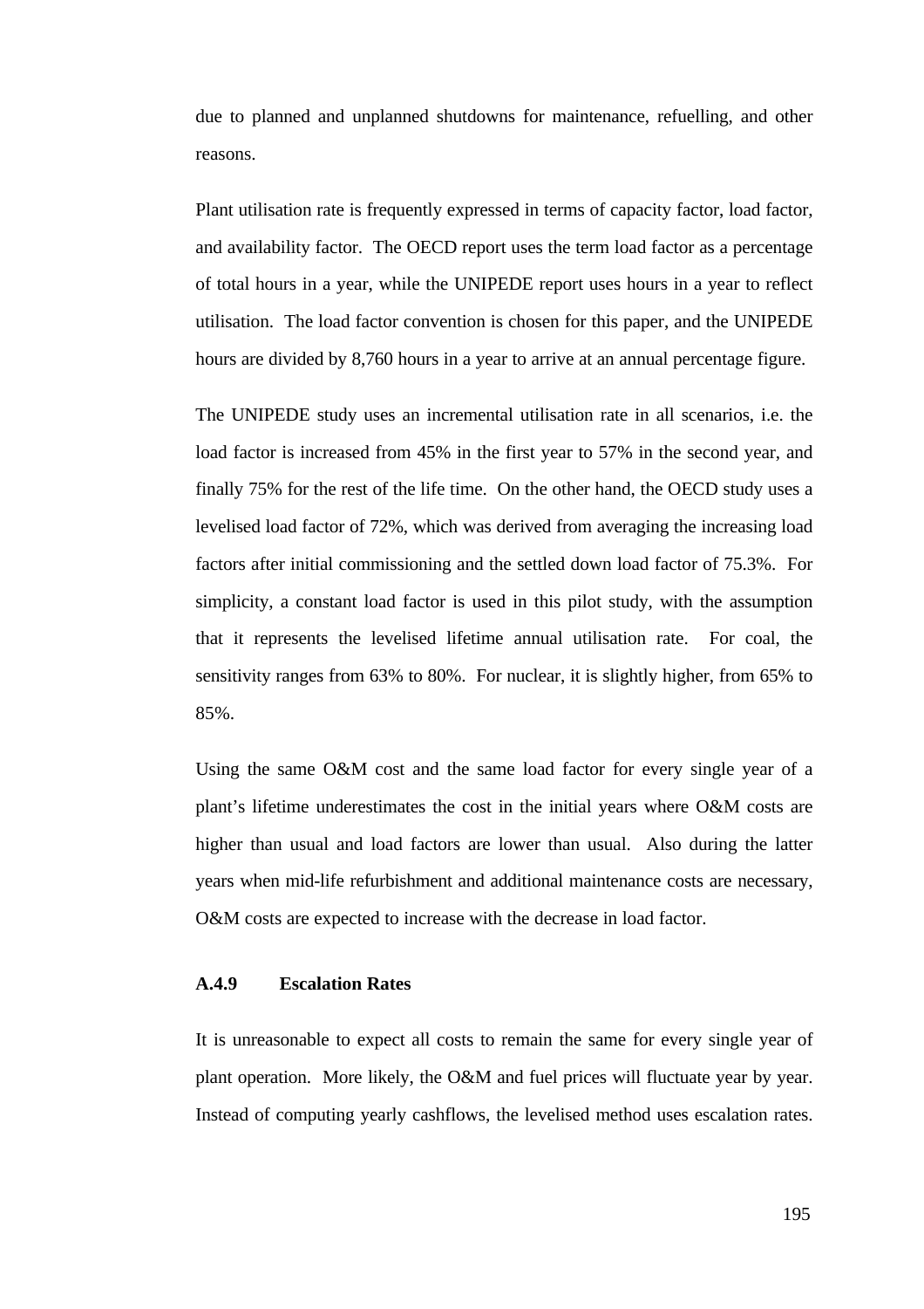due to planned and unplanned shutdowns for maintenance, refuelling, and other reasons.

Plant utilisation rate is frequently expressed in terms of capacity factor, load factor, and availability factor. The OECD report uses the term load factor as a percentage of total hours in a year, while the UNIPEDE report uses hours in a year to reflect utilisation. The load factor convention is chosen for this paper, and the UNIPEDE hours are divided by 8,760 hours in a year to arrive at an annual percentage figure.

The UNIPEDE study uses an incremental utilisation rate in all scenarios, i.e. the load factor is increased from 45% in the first year to 57% in the second year, and finally 75% for the rest of the life time. On the other hand, the OECD study uses a levelised load factor of 72%, which was derived from averaging the increasing load factors after initial commissioning and the settled down load factor of 75.3%. For simplicity, a constant load factor is used in this pilot study, with the assumption that it represents the levelised lifetime annual utilisation rate. For coal, the sensitivity ranges from 63% to 80%. For nuclear, it is slightly higher, from 65% to 85%.

Using the same O&M cost and the same load factor for every single year of a plant's lifetime underestimates the cost in the initial years where O&M costs are higher than usual and load factors are lower than usual. Also during the latter years when mid-life refurbishment and additional maintenance costs are necessary, O&M costs are expected to increase with the decrease in load factor.

### A.4.9 Escalation Rates

It is unreasonable to expect all costs to remain the same for every single year of plant operation. More likely, the O&M and fuel prices will fluctuate year by year. Instead of computing yearly cashflows, the levelised method uses escalation rates.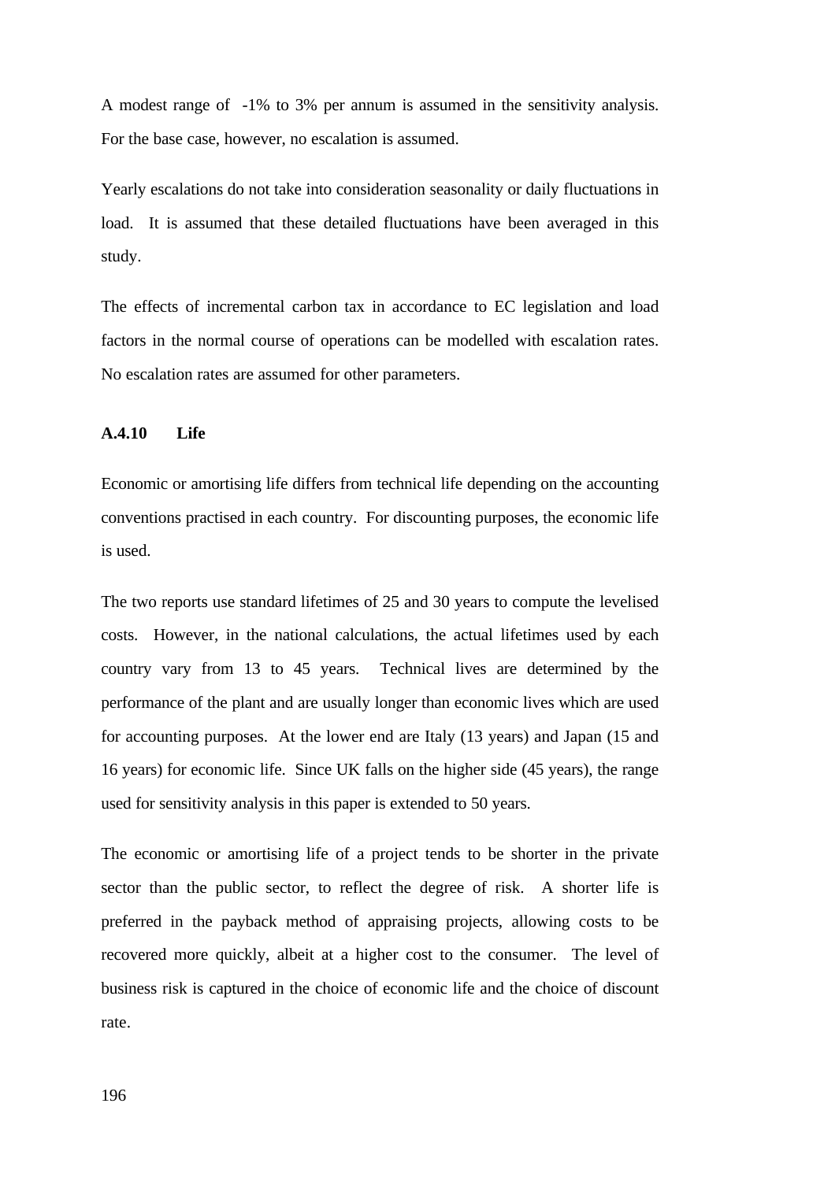A modest range of  -1% to 3% per annum is assumed in the sensitivity analysis. For the base case, however, no escalation is assumed.

Yearly escalations do not take into consideration seasonality or daily fluctuations in load.  It is assumed that these detailed fluctuations have been averaged in this study.

The effects of incremental carbon tax in accordance to EC legislation and load factors in the normal course of operations can be modelled with escalation rates. No escalation rates are assumed for other parameters.

### A.4.10 Life

Economic or amortising life differs from technical life depending on the accounting conventions practised in each country.  For discounting purposes, the economic life is used.

The two reports use standard lifetimes of 25 and 30 years to compute the levelised costs.  However, in the national calculations, the actual lifetimes used by each country vary from 13 to 45 years.  Technical lives are determined by the performance of the plant and are usually longer than economic lives which are used for accounting purposes.  At the lower end are Italy (13 years) and Japan (15 and 16 years) for economic life.  Since UK falls on the higher side (45 years), the range used for sensitivity analysis in this paper is extended to 50 years.

The economic or amortising life of a project tends to be shorter in the private sector than the public sector, to reflect the degree of risk.  A shorter life is preferred in the payback method of appraising projects, allowing costs to be recovered more quickly, albeit at a higher cost to the consumer.  The level of business risk is captured in the choice of economic life and the choice of discount rate.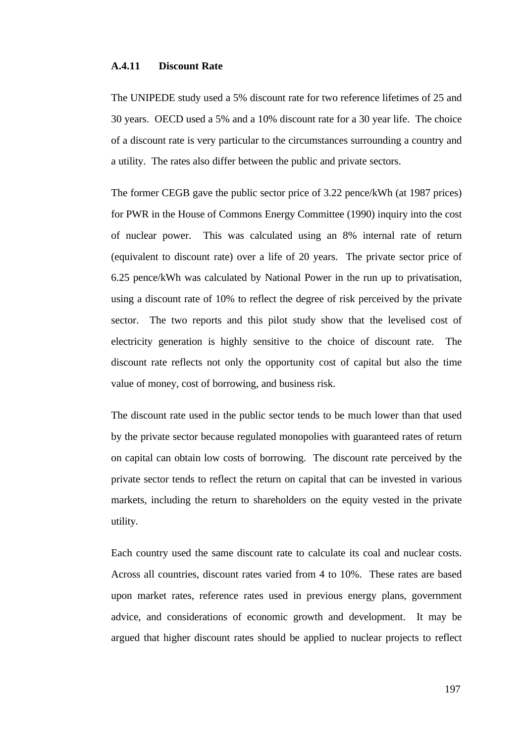### A.4.11 Discount Rate

The UNIPEDE study used a 5% discount rate for two reference lifetimes of 25 and 30 years. OECD used a 5% and a 10% discount rate for a 30 year life. The choice of a discount rate is very particular to the circumstances surrounding a country and a utility. The rates also differ between the public and private sectors.

The former CEGB gave the public sector price of 3.22 pence/kWh (at 1987 prices) for PWR in the House of Commons Energy Committee (1990) inquiry into the cost of nuclear power. This was calculated using an 8% internal rate of return (equivalent to discount rate) over a life of 20 years. The private sector price of 6.25 pence/kWh was calculated by National Power in the run up to privatisation, using a discount rate of 10% to reflect the degree of risk perceived by the private sector. The two reports and this pilot study show that the levelised cost of electricity generation is highly sensitive to the choice of discount rate. The discount rate reflects not only the opportunity cost of capital but also the time value of money, cost of borrowing, and business risk.

The discount rate used in the public sector tends to be much lower than that used by the private sector because regulated monopolies with guaranteed rates of return on capital can obtain low costs of borrowing. The discount rate perceived by the private sector tends to reflect the return on capital that can be invested in various markets, including the return to shareholders on the equity vested in the private utility.

Each country used the same discount rate to calculate its coal and nuclear costs. Across all countries, discount rates varied from 4 to 10%. These rates are based upon market rates, reference rates used in previous energy plans, government advice, and considerations of economic growth and development. It may be argued that higher discount rates should be applied to nuclear projects to reflect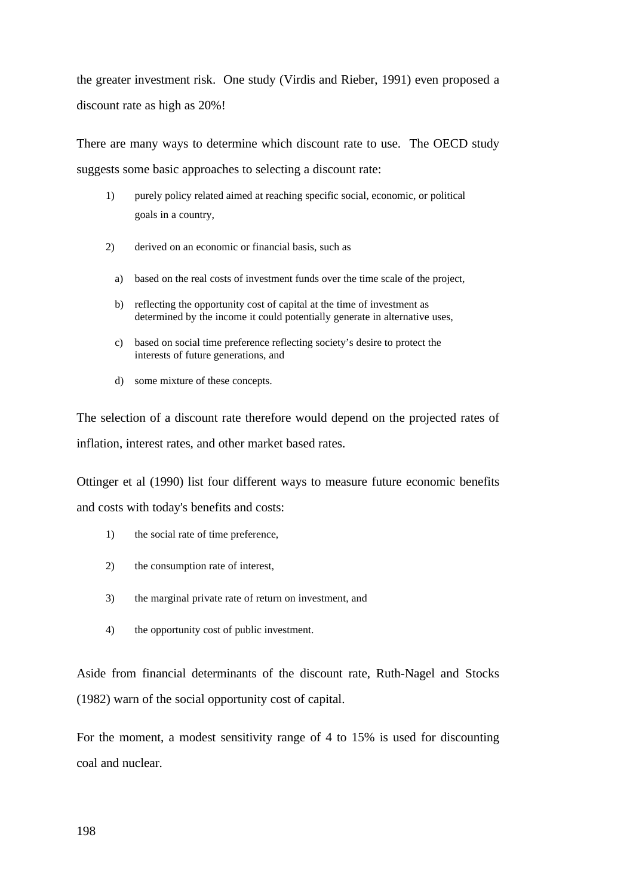the greater investment risk. One study (Virdis and Rieber, 1991) even proposed a discount rate as high as 20%!

There are many ways to determine which discount rate to use. The OECD study suggests some basic approaches to selecting a discount rate:

1) purely policy related aimed at reaching specific social, economic, or political goals in a country,

2) derived on an economic or financial basis, such as

   a) based on the real costs of investment funds over the time scale of the project,

   b) reflecting the opportunity cost of capital at the time of investment as determined by the income it could potentially generate in alternative uses,

   c) based on social time preference reflecting society's desire to protect the interests of future generations, and

   d) some mixture of these concepts.

The selection of a discount rate therefore would depend on the projected rates of inflation, interest rates, and other market based rates.

Ottinger et al (1990) list four different ways to measure future economic benefits and costs with today's benefits and costs:

1) the social rate of time preference,

2) the consumption rate of interest,

3) the marginal private rate of return on investment, and

4) the opportunity cost of public investment.

Aside from financial determinants of the discount rate, Ruth-Nagel and Stocks (1982) warn of the social opportunity cost of capital.

For the moment, a modest sensitivity range of 4 to 15% is used for discounting coal and nuclear.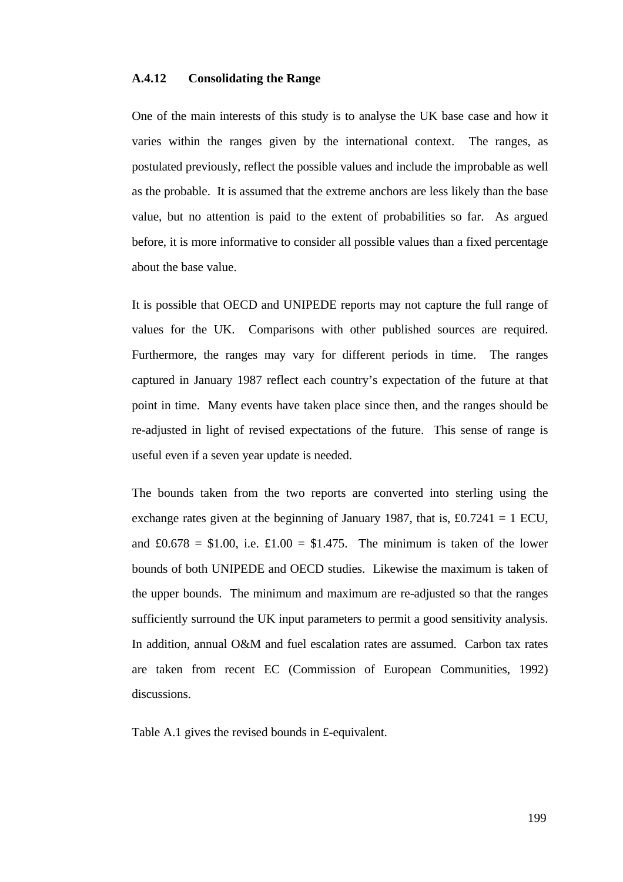### A.4.12 Consolidating the Range

One of the main interests of this study is to analyse the UK base case and how it varies within the ranges given by the international context. The ranges, as postulated previously, reflect the possible values and include the improbable as well as the probable. It is assumed that the extreme anchors are less likely than the base value, but no attention is paid to the extent of probabilities so far. As argued before, it is more informative to consider all possible values than a fixed percentage about the base value.

It is possible that OECD and UNIPEDE reports may not capture the full range of values for the UK. Comparisons with other published sources are required. Furthermore, the ranges may vary for different periods in time. The ranges captured in January 1987 reflect each country's expectation of the future at that point in time. Many events have taken place since then, and the ranges should be re-adjusted in light of revised expectations of the future. This sense of range is useful even if a seven year update is needed.

The bounds taken from the two reports are converted into sterling using the exchange rates given at the beginning of January 1987, that is, £0.7241 = 1 ECU, and £0.678 = $1.00, i.e. £1.00 = $1.475. The minimum is taken of the lower bounds of both UNIPEDE and OECD studies. Likewise the maximum is taken of the upper bounds. The minimum and maximum are re-adjusted so that the ranges sufficiently surround the UK input parameters to permit a good sensitivity analysis. In addition, annual O&M and fuel escalation rates are assumed. Carbon tax rates are taken from recent EC (Commission of European Communities, 1992) discussions.

Table A.1 gives the revised bounds in £-equivalent.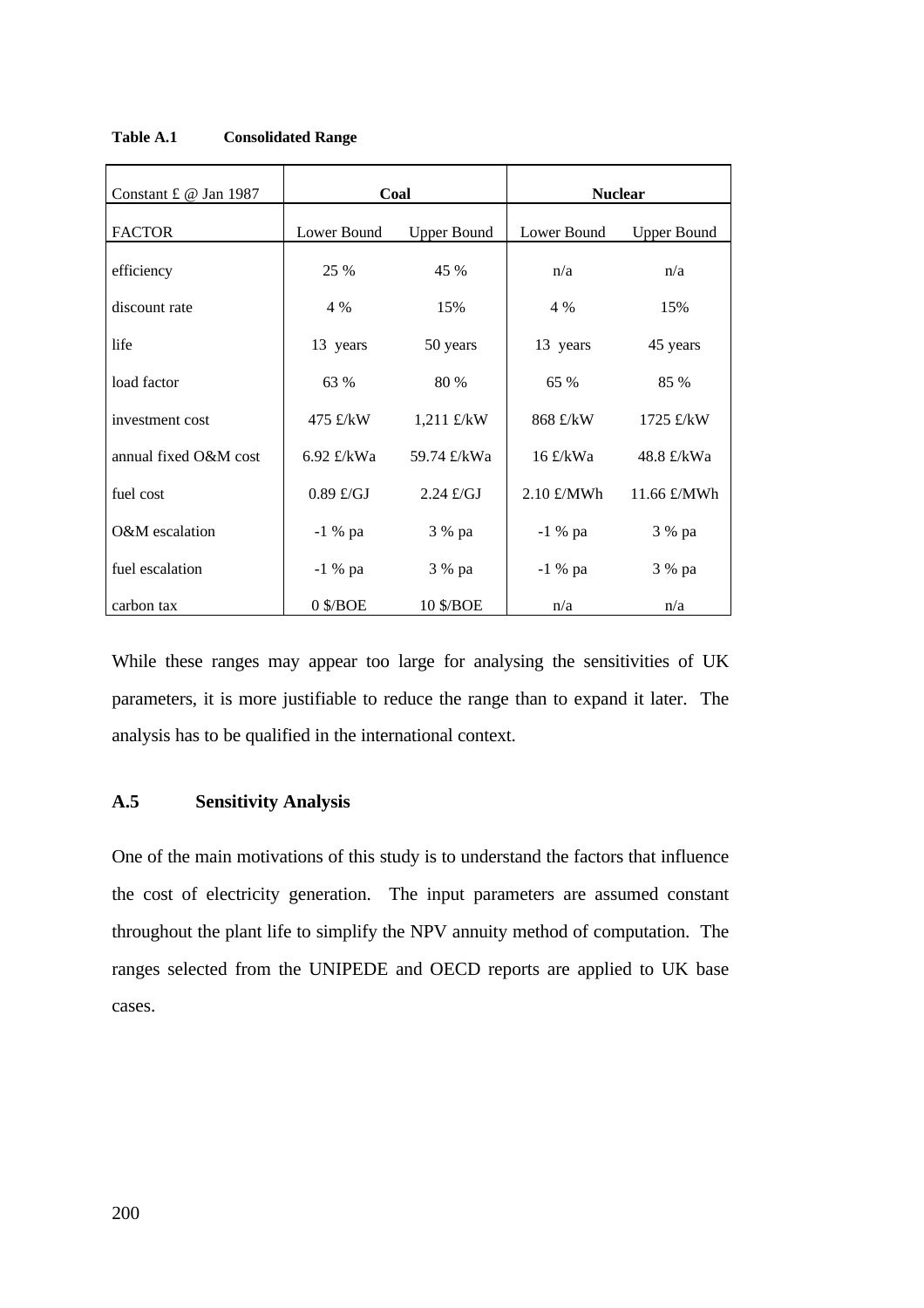**Table A.1 Consolidated Range**

| Constant £ @ Jan 1987 | Coal | | Nuclear | |
|---|---|---|---|---|
| FACTOR | Lower Bound | Upper Bound | Lower Bound | Upper Bound |
| efficiency | 25 % | 45 % | n/a | n/a |
| discount rate | 4 % | 15% | 4 % | 15% |
| life | 13 years | 50 years | 13 years | 45 years |
| load factor | 63 % | 80 % | 65 % | 85 % |
| investment cost | 475 £/kW | 1,211 £/kW | 868 £/kW | 1725 £/kW |
| annual fixed O&M cost | 6.92 £/kWa | 59.74 £/kWa | 16 £/kWa | 48.8 £/kWa |
| fuel cost | 0.89 £/GJ | 2.24 £/GJ | 2.10 £/MWh | 11.66 £/MWh |
| O&M escalation | -1 % pa | 3 % pa | -1 % pa | 3 % pa |
| fuel escalation | -1 % pa | 3 % pa | -1 % pa | 3 % pa |
| carbon tax | 0 $/BOE | 10 $/BOE | n/a | n/a |

While these ranges may appear too large for analysing the sensitivities of UK parameters, it is more justifiable to reduce the range than to expand it later. The analysis has to be qualified in the international context.

## A.5 Sensitivity Analysis

One of the main motivations of this study is to understand the factors that influence the cost of electricity generation. The input parameters are assumed constant throughout the plant life to simplify the NPV annuity method of computation. The ranges selected from the UNIPEDE and OECD reports are applied to UK base cases.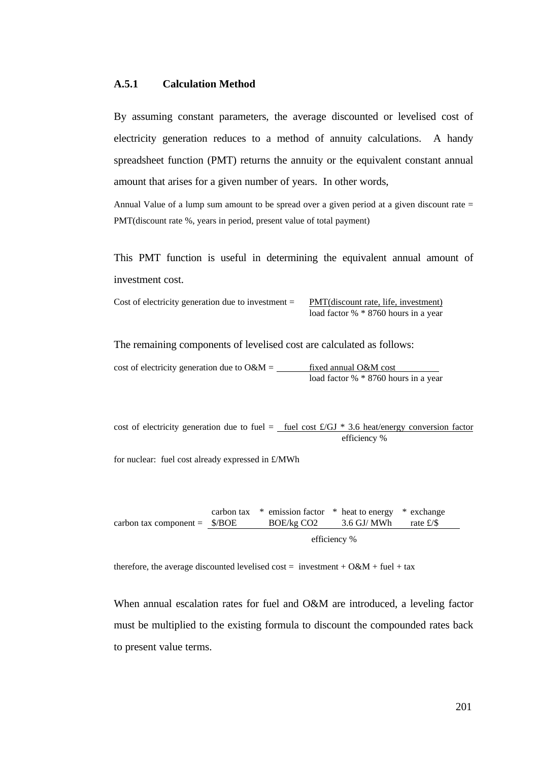### A.5.1 Calculation Method

By assuming constant parameters, the average discounted or levelised cost of electricity generation reduces to a method of annuity calculations. A handy spreadsheet function (PMT) returns the annuity or the equivalent constant annual amount that arises for a given number of years. In other words,

Annual Value of a lump sum amount to be spread over a given period at a given discount rate = PMT(discount rate %, years in period, present value of total payment)

This PMT function is useful in determining the equivalent annual amount of investment cost.

$$\text{Cost of electricity generation due to investment} = \frac{\text{PMT(discount rate, life, investment)}}{\text{load factor \% * 8760 hours in a year}}$$

The remaining components of levelised cost are calculated as follows:

$$\text{cost of electricity generation due to O\&M} = \frac{\text{fixed annual O\&M cost}}{\text{load factor \% * 8760 hours in a year}}$$

$$\text{cost of electricity generation due to fuel} = \frac{\text{fuel cost £/GJ * 3.6 heat/energy conversion factor}}{\text{efficiency \%}}$$

for nuclear: fuel cost already expressed in £/MWh

$$\text{carbon tax component} = \frac{\text{carbon tax \$/BOE} * \text{emission factor BOE/kg CO2} * \text{heat to energy 3.6 GJ/ MWh} * \text{exchange rate £/\$}}{\text{efficiency \%}}$$

therefore, the average discounted levelised cost = investment + O&M + fuel + tax

When annual escalation rates for fuel and O&M are introduced, a leveling factor must be multiplied to the existing formula to discount the compounded rates back to present value terms.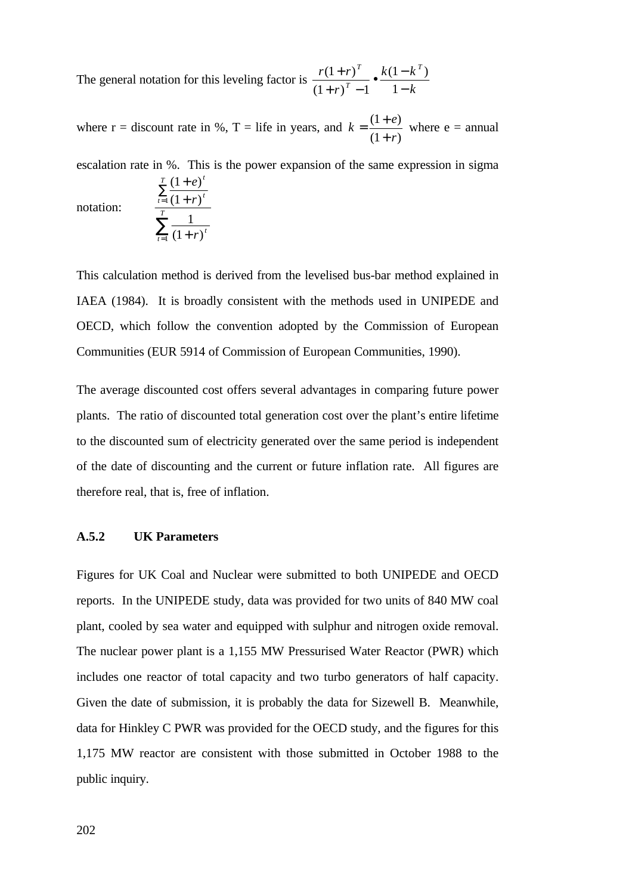The general notation for this leveling factor is $\frac{r(1+r)^T}{(1+r)^T - 1} \bullet \frac{k(1-k^T)}{1-k}$

where r = discount rate in %, T = life in years, and $k = \frac{(1+e)}{(1+r)}$ where e = annual escalation rate in %. This is the power expansion of the same expression in sigma notation:

$$\frac{\sum_{t=1}^{T} \frac{(1+e)^t}{(1+r)^t}}{\sum_{t=1}^{T} \frac{1}{(1+r)^t}}$$

This calculation method is derived from the levelised bus-bar method explained in IAEA (1984). It is broadly consistent with the methods used in UNIPEDE and OECD, which follow the convention adopted by the Commission of European Communities (EUR 5914 of Commission of European Communities, 1990).

The average discounted cost offers several advantages in comparing future power plants. The ratio of discounted total generation cost over the plant's entire lifetime to the discounted sum of electricity generated over the same period is independent of the date of discounting and the current or future inflation rate. All figures are therefore real, that is, free of inflation.

### A.5.2 UK Parameters

Figures for UK Coal and Nuclear were submitted to both UNIPEDE and OECD reports. In the UNIPEDE study, data was provided for two units of 840 MW coal plant, cooled by sea water and equipped with sulphur and nitrogen oxide removal. The nuclear power plant is a 1,155 MW Pressurised Water Reactor (PWR) which includes one reactor of total capacity and two turbo generators of half capacity. Given the date of submission, it is probably the data for Sizewell B. Meanwhile, data for Hinkley C PWR was provided for the OECD study, and the figures for this 1,175 MW reactor are consistent with those submitted in October 1988 to the public inquiry.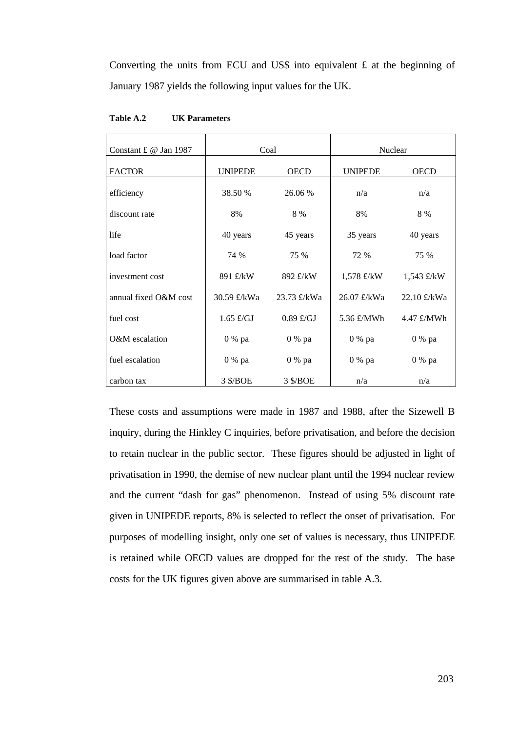Converting the units from ECU and US$ into equivalent £ at the beginning of January 1987 yields the following input values for the UK.

**Table A.2 UK Parameters**

| Constant £ @ Jan 1987 | Coal | | Nuclear | |
|---|---|---|---|---|
| FACTOR | UNIPEDE | OECD | UNIPEDE | OECD |
| efficiency | 38.50 % | 26.06 % | n/a | n/a |
| discount rate | 8% | 8 % | 8% | 8 % |
| life | 40 years | 45 years | 35 years | 40 years |
| load factor | 74 % | 75 % | 72 % | 75 % |
| investment cost | 891 £/kW | 892 £/kW | 1,578 £/kW | 1,543 £/kW |
| annual fixed O&M cost | 30.59 £/kWa | 23.73 £/kWa | 26.07 £/kWa | 22.10 £/kWa |
| fuel cost | 1.65 £/GJ | 0.89 £/GJ | 5.36 £/MWh | 4.47 £/MWh |
| O&M escalation | 0 % pa | 0 % pa | 0 % pa | 0 % pa |
| fuel escalation | 0 % pa | 0 % pa | 0 % pa | 0 % pa |
| carbon tax | 3 $/BOE | 3 $/BOE | n/a | n/a |

These costs and assumptions were made in 1987 and 1988, after the Sizewell B inquiry, during the Hinkley C inquiries, before privatisation, and before the decision to retain nuclear in the public sector. These figures should be adjusted in light of privatisation in 1990, the demise of new nuclear plant until the 1994 nuclear review and the current "dash for gas" phenomenon. Instead of using 5% discount rate given in UNIPEDE reports, 8% is selected to reflect the onset of privatisation. For purposes of modelling insight, only one set of values is necessary, thus UNIPEDE is retained while OECD values are dropped for the rest of the study. The base costs for the UK figures given above are summarised in table A.3.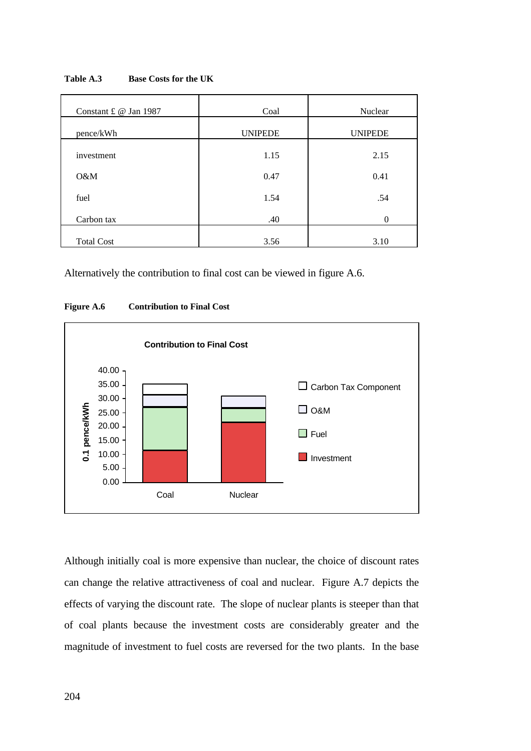**Table A.3 Base Costs for the UK**

| Constant £ @ Jan 1987 | Coal | Nuclear |
|---|---|---|
| pence/kWh | UNIPEDE | UNIPEDE |
| investment | 1.15 | 2.15 |
| O&M | 0.47 | 0.41 |
| fuel | 1.54 | .54 |
| Carbon tax | .40 | 0 |
| Total Cost | 3.56 | 3.10 |

Alternatively the contribution to final cost can be viewed in figure A.6.

**Figure A.6 Contribution to Final Cost**

Although initially coal is more expensive than nuclear, the choice of discount rates can change the relative attractiveness of coal and nuclear. Figure A.7 depicts the effects of varying the discount rate. The slope of nuclear plants is steeper than that of coal plants because the investment costs are considerably greater and the magnitude of investment to fuel costs are reversed for the two plants. In the base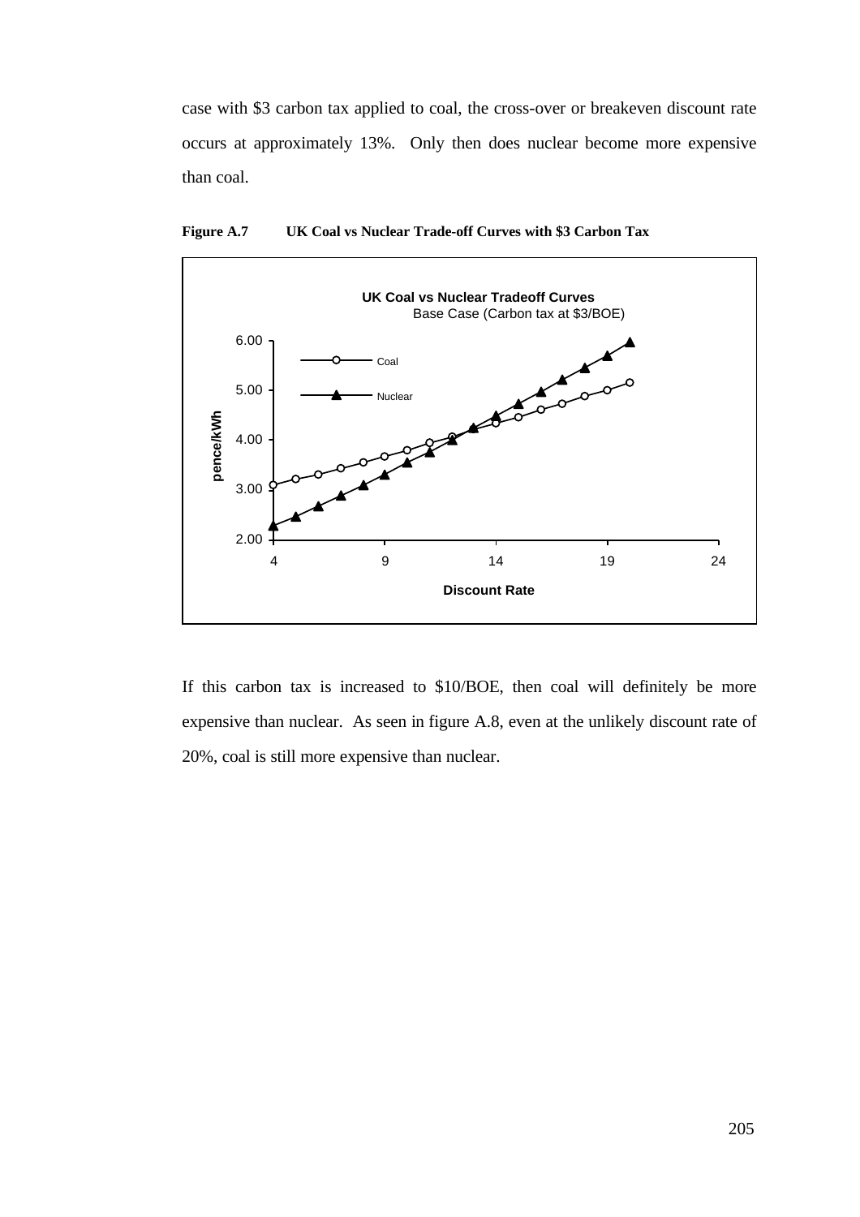case with $3 carbon tax applied to coal, the cross-over or breakeven discount rate occurs at approximately 13%. Only then does nuclear become more expensive than coal.

**Figure A.7 UK Coal vs Nuclear Trade-off Curves with $3 Carbon Tax**

If this carbon tax is increased to $10/BOE, then coal will definitely be more expensive than nuclear. As seen in figure A.8, even at the unlikely discount rate of 20%, coal is still more expensive than nuclear.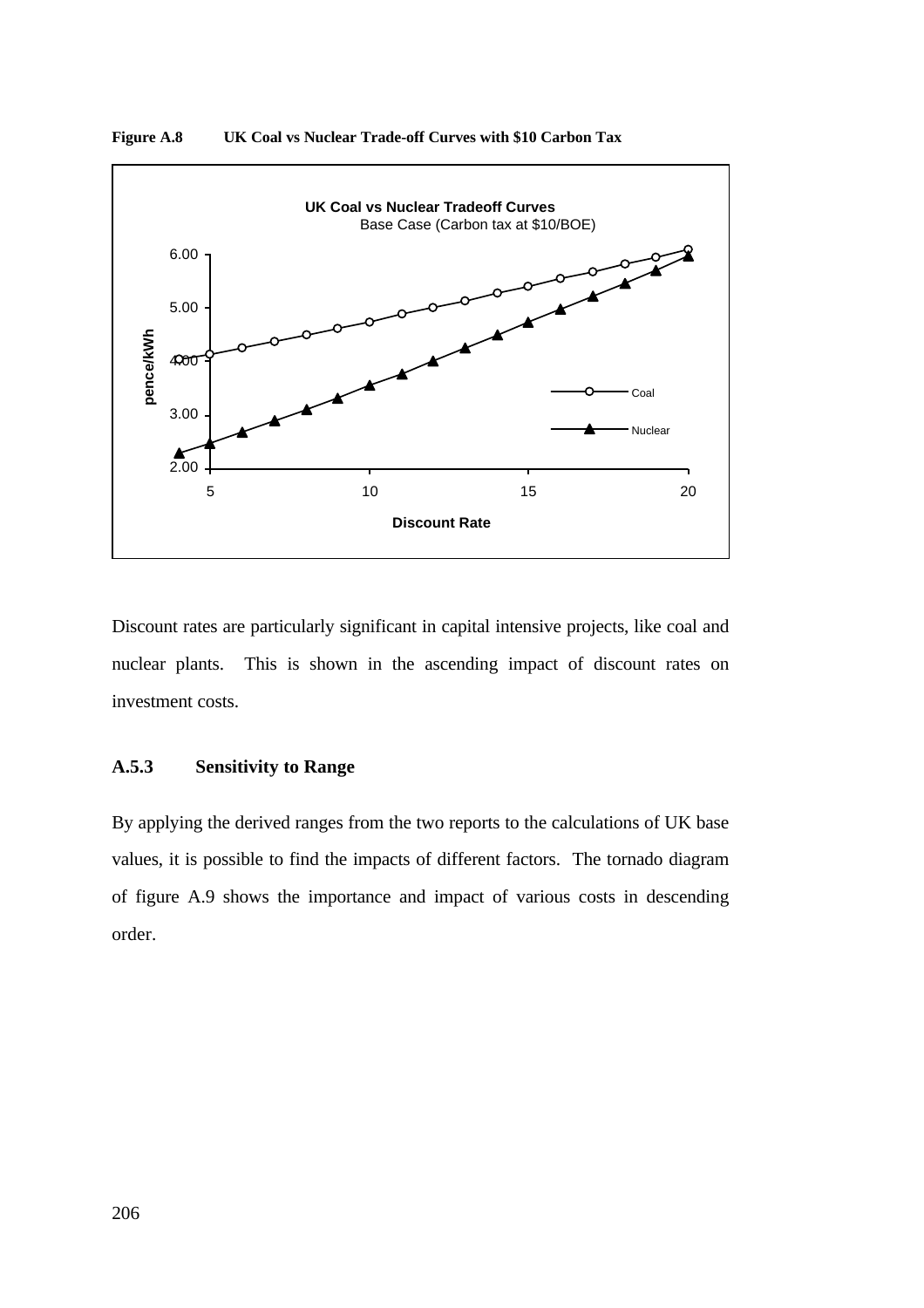**Figure A.8 UK Coal vs Nuclear Trade-off Curves with $10 Carbon Tax**

Discount rates are particularly significant in capital intensive projects, like coal and nuclear plants. This is shown in the ascending impact of discount rates on investment costs.

### A.5.3 Sensitivity to Range

By applying the derived ranges from the two reports to the calculations of UK base values, it is possible to find the impacts of different factors. The tornado diagram of figure A.9 shows the importance and impact of various costs in descending order.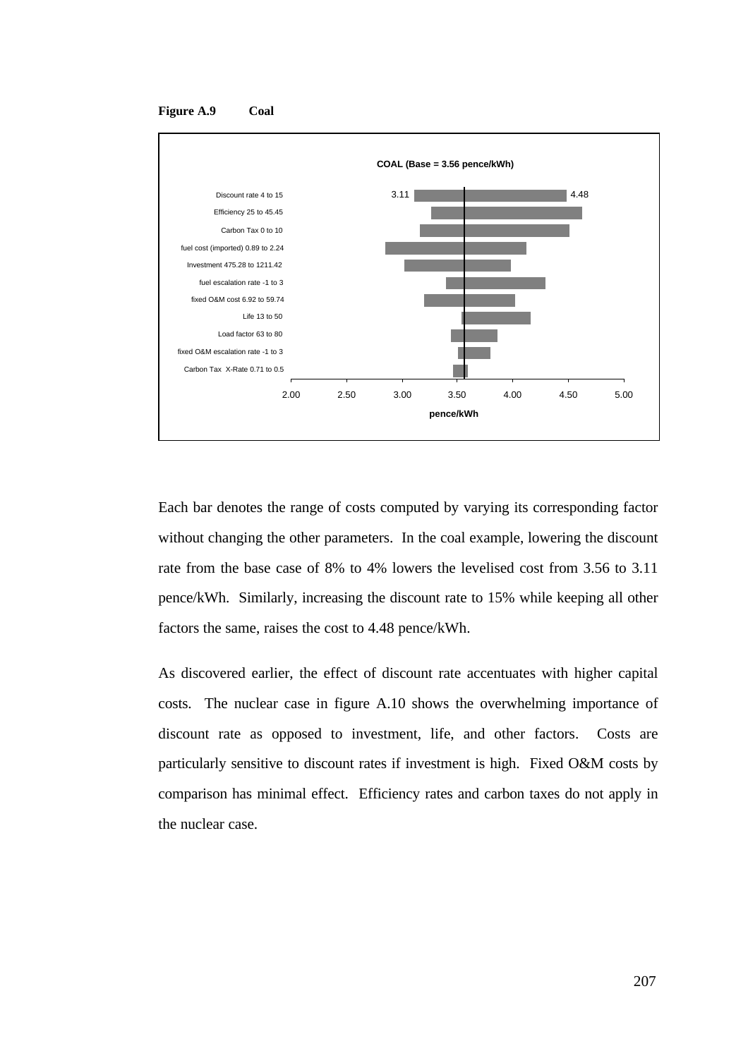**Figure A.9 Coal**

COAL (Base = 3.56 pence/kWh)

Discount rate 4 to 15 — 3.11 / 4.48

Efficiency 25 to 45.45

Carbon Tax 0 to 10

fuel cost (imported) 0.89 to 2.24

Investment 475.28 to 1211.42

fuel escalation rate -1 to 3

fixed O&M cost 6.92 to 59.74

Life 13 to 50

Load factor 63 to 80

fixed O&M escalation rate -1 to 3

Carbon Tax X-Rate 0.71 to 0.5

2.00 2.50 3.00 3.50 4.00 4.50 5.00

pence/kWh

Each bar denotes the range of costs computed by varying its corresponding factor without changing the other parameters. In the coal example, lowering the discount rate from the base case of 8% to 4% lowers the levelised cost from 3.56 to 3.11 pence/kWh. Similarly, increasing the discount rate to 15% while keeping all other factors the same, raises the cost to 4.48 pence/kWh.

As discovered earlier, the effect of discount rate accentuates with higher capital costs. The nuclear case in figure A.10 shows the overwhelming importance of discount rate as opposed to investment, life, and other factors. Costs are particularly sensitive to discount rates if investment is high. Fixed O&M costs by comparison has minimal effect. Efficiency rates and carbon taxes do not apply in the nuclear case.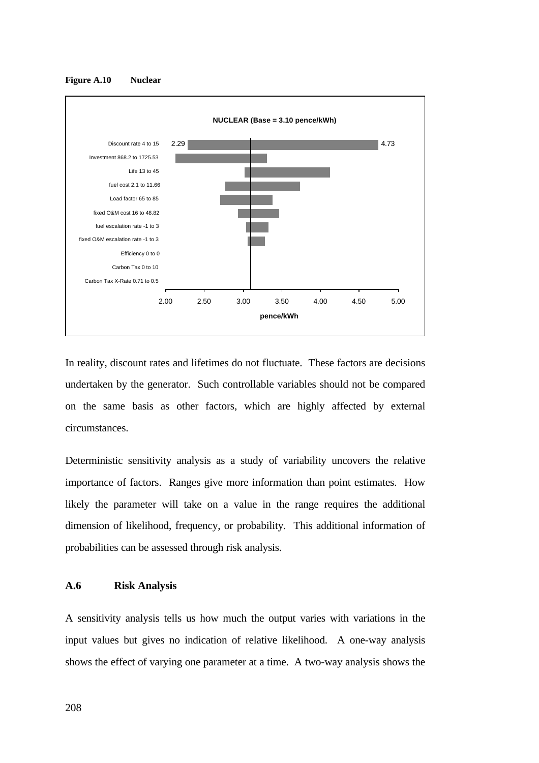**Figure A.10 Nuclear**

NUCLEAR (Base = 3.10 pence/kWh)

| Parameter | Low | High |
|---|---|---|
| Discount rate 4 to 15 | 2.29 | 4.73 |
| Investment 868.2 to 1725.53 | | |
| Life 13 to 45 | | |
| fuel cost 2.1 to 11.66 | | |
| Load factor 65 to 85 | | |
| fixed O&M cost 16 to 48.82 | | |
| fuel escalation rate -1 to 3 | | |
| fixed O&M escalation rate -1 to 3 | | |
| Efficiency 0 to 0 | | |
| Carbon Tax 0 to 10 | | |
| Carbon Tax X-Rate 0.71 to 0.5 | | |

pence/kWh (axis: 2.00, 2.50, 3.00, 3.50, 4.00, 4.50, 5.00)

In reality, discount rates and lifetimes do not fluctuate. These factors are decisions undertaken by the generator. Such controllable variables should not be compared on the same basis as other factors, which are highly affected by external circumstances.

Deterministic sensitivity analysis as a study of variability uncovers the relative importance of factors. Ranges give more information than point estimates. How likely the parameter will take on a value in the range requires the additional dimension of likelihood, frequency, or probability. This additional information of probabilities can be assessed through risk analysis.

## A.6 Risk Analysis

A sensitivity analysis tells us how much the output varies with variations in the input values but gives no indication of relative likelihood. A one-way analysis shows the effect of varying one parameter at a time. A two-way analysis shows the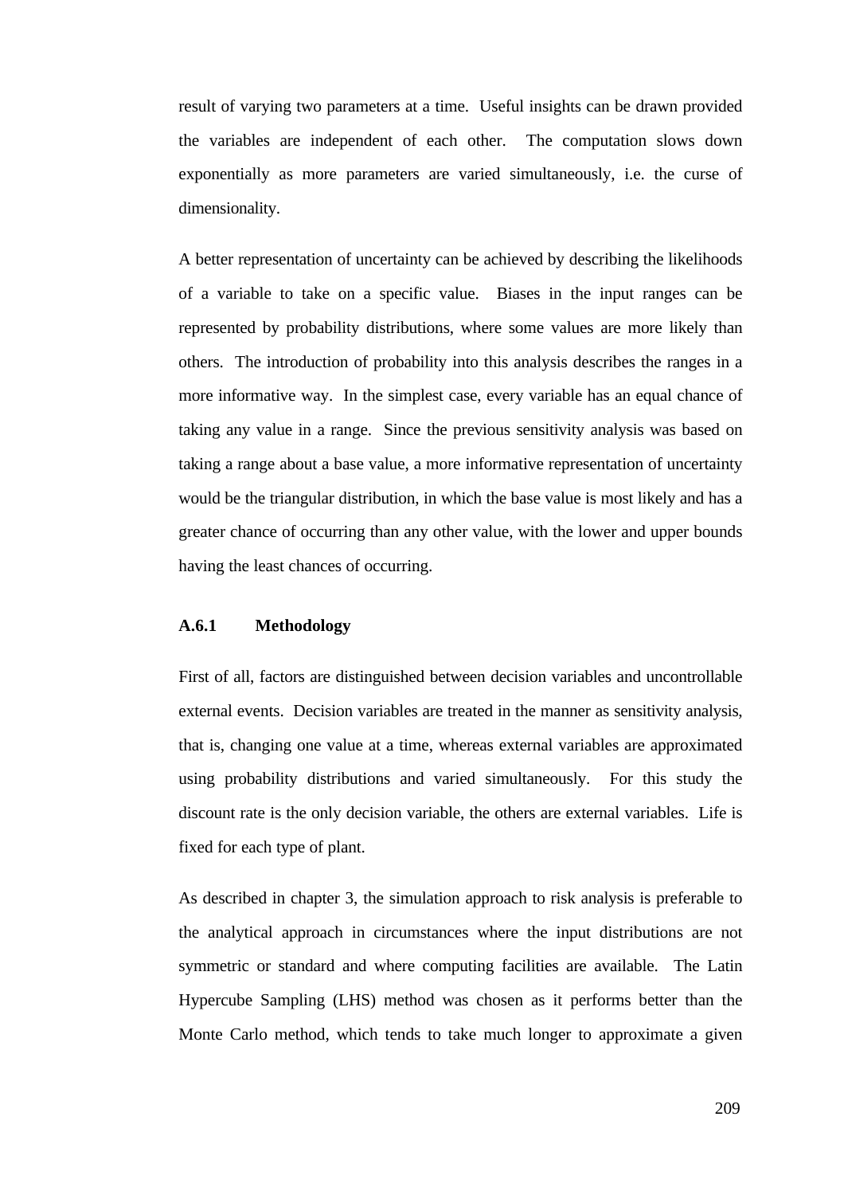result of varying two parameters at a time. Useful insights can be drawn provided the variables are independent of each other. The computation slows down exponentially as more parameters are varied simultaneously, i.e. the curse of dimensionality.

A better representation of uncertainty can be achieved by describing the likelihoods of a variable to take on a specific value. Biases in the input ranges can be represented by probability distributions, where some values are more likely than others. The introduction of probability into this analysis describes the ranges in a more informative way. In the simplest case, every variable has an equal chance of taking any value in a range. Since the previous sensitivity analysis was based on taking a range about a base value, a more informative representation of uncertainty would be the triangular distribution, in which the base value is most likely and has a greater chance of occurring than any other value, with the lower and upper bounds having the least chances of occurring.

### A.6.1 Methodology

First of all, factors are distinguished between decision variables and uncontrollable external events. Decision variables are treated in the manner as sensitivity analysis, that is, changing one value at a time, whereas external variables are approximated using probability distributions and varied simultaneously. For this study the discount rate is the only decision variable, the others are external variables. Life is fixed for each type of plant.

As described in chapter 3, the simulation approach to risk analysis is preferable to the analytical approach in circumstances where the input distributions are not symmetric or standard and where computing facilities are available. The Latin Hypercube Sampling (LHS) method was chosen as it performs better than the Monte Carlo method, which tends to take much longer to approximate a given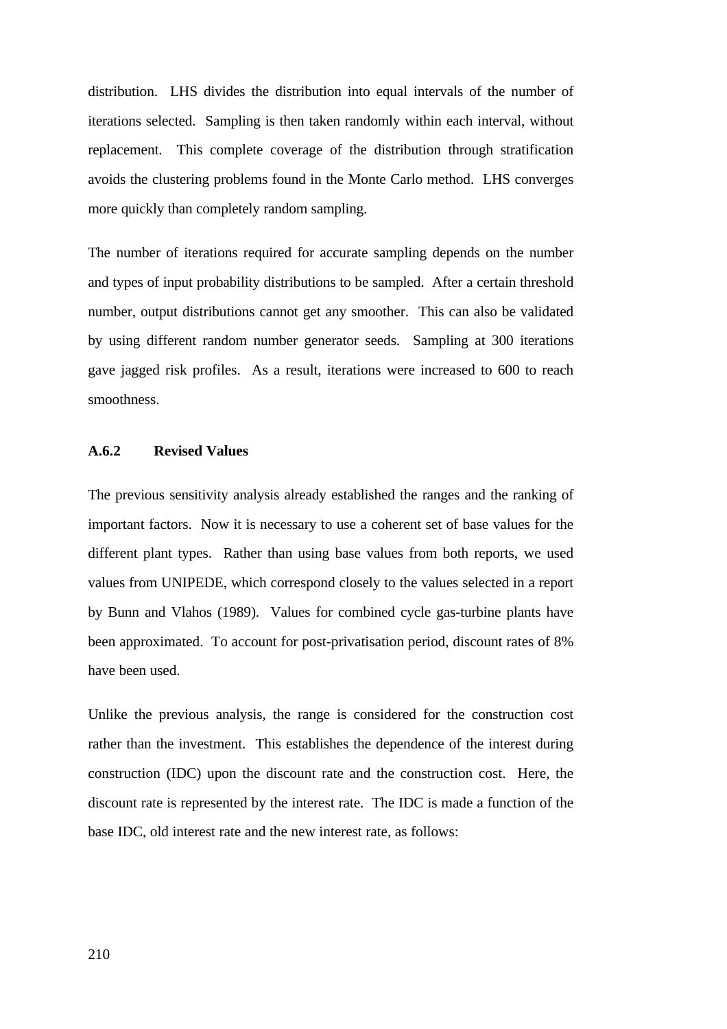distribution. LHS divides the distribution into equal intervals of the number of iterations selected. Sampling is then taken randomly within each interval, without replacement. This complete coverage of the distribution through stratification avoids the clustering problems found in the Monte Carlo method. LHS converges more quickly than completely random sampling.

The number of iterations required for accurate sampling depends on the number and types of input probability distributions to be sampled. After a certain threshold number, output distributions cannot get any smoother. This can also be validated by using different random number generator seeds. Sampling at 300 iterations gave jagged risk profiles. As a result, iterations were increased to 600 to reach smoothness.

### A.6.2 Revised Values

The previous sensitivity analysis already established the ranges and the ranking of important factors. Now it is necessary to use a coherent set of base values for the different plant types. Rather than using base values from both reports, we used values from UNIPEDE, which correspond closely to the values selected in a report by Bunn and Vlahos (1989). Values for combined cycle gas-turbine plants have been approximated. To account for post-privatisation period, discount rates of 8% have been used.

Unlike the previous analysis, the range is considered for the construction cost rather than the investment. This establishes the dependence of the interest during construction (IDC) upon the discount rate and the construction cost. Here, the discount rate is represented by the interest rate. The IDC is made a function of the base IDC, old interest rate and the new interest rate, as follows: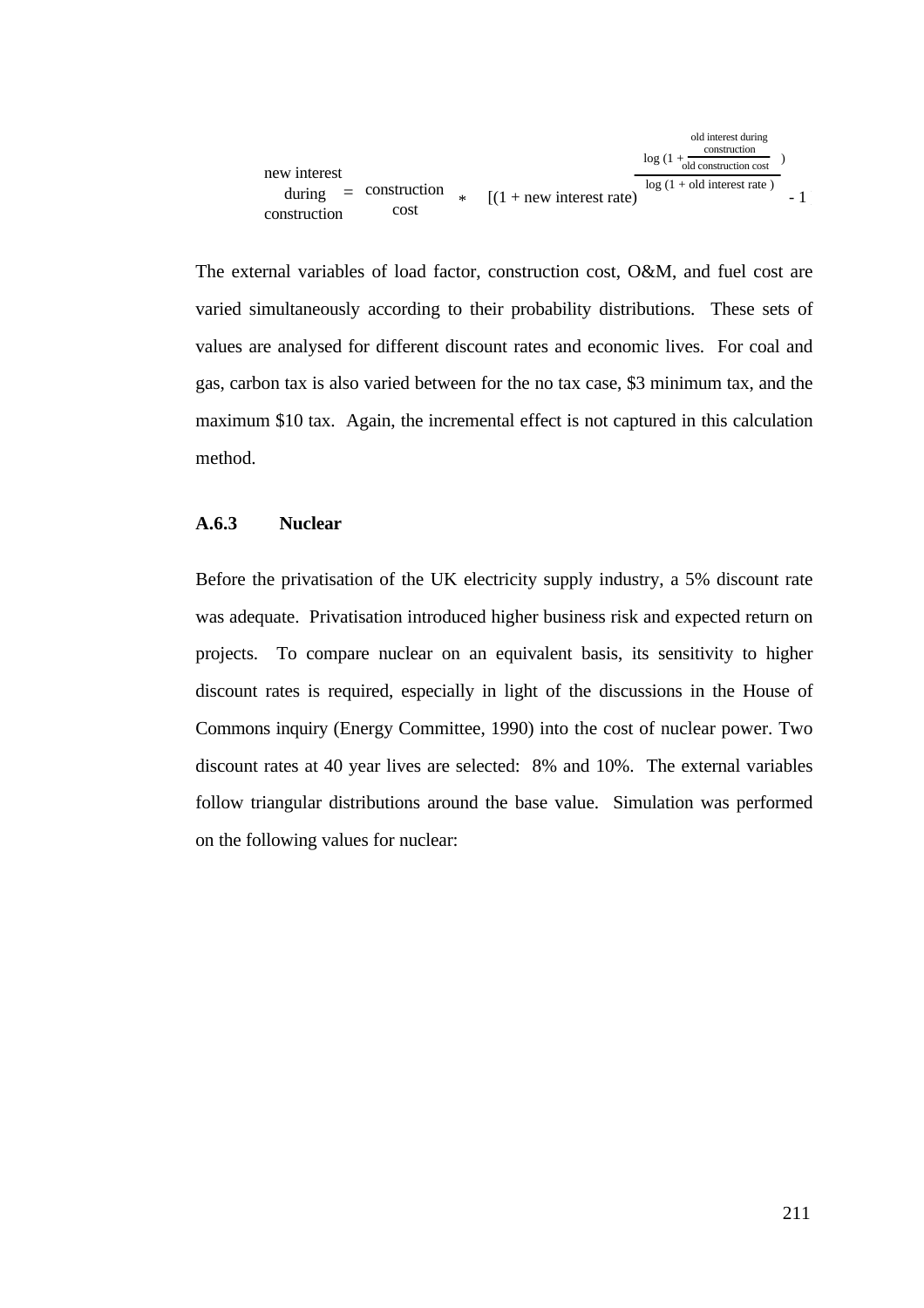$$\text{new interest during construction} = \text{construction cost} * \left[(1 + \text{new interest rate})^{\frac{\log\left(1 + \frac{\text{old interest during construction}}{\text{old construction cost}}\right)}{\log(1 + \text{old interest rate})}} - 1\right]$$

The external variables of load factor, construction cost, O&M, and fuel cost are varied simultaneously according to their probability distributions. These sets of values are analysed for different discount rates and economic lives. For coal and gas, carbon tax is also varied between for the no tax case, $3 minimum tax, and the maximum $10 tax. Again, the incremental effect is not captured in this calculation method.

### A.6.3 Nuclear

Before the privatisation of the UK electricity supply industry, a 5% discount rate was adequate. Privatisation introduced higher business risk and expected return on projects. To compare nuclear on an equivalent basis, its sensitivity to higher discount rates is required, especially in light of the discussions in the House of Commons inquiry (Energy Committee, 1990) into the cost of nuclear power. Two discount rates at 40 year lives are selected: 8% and 10%. The external variables follow triangular distributions around the base value. Simulation was performed on the following values for nuclear: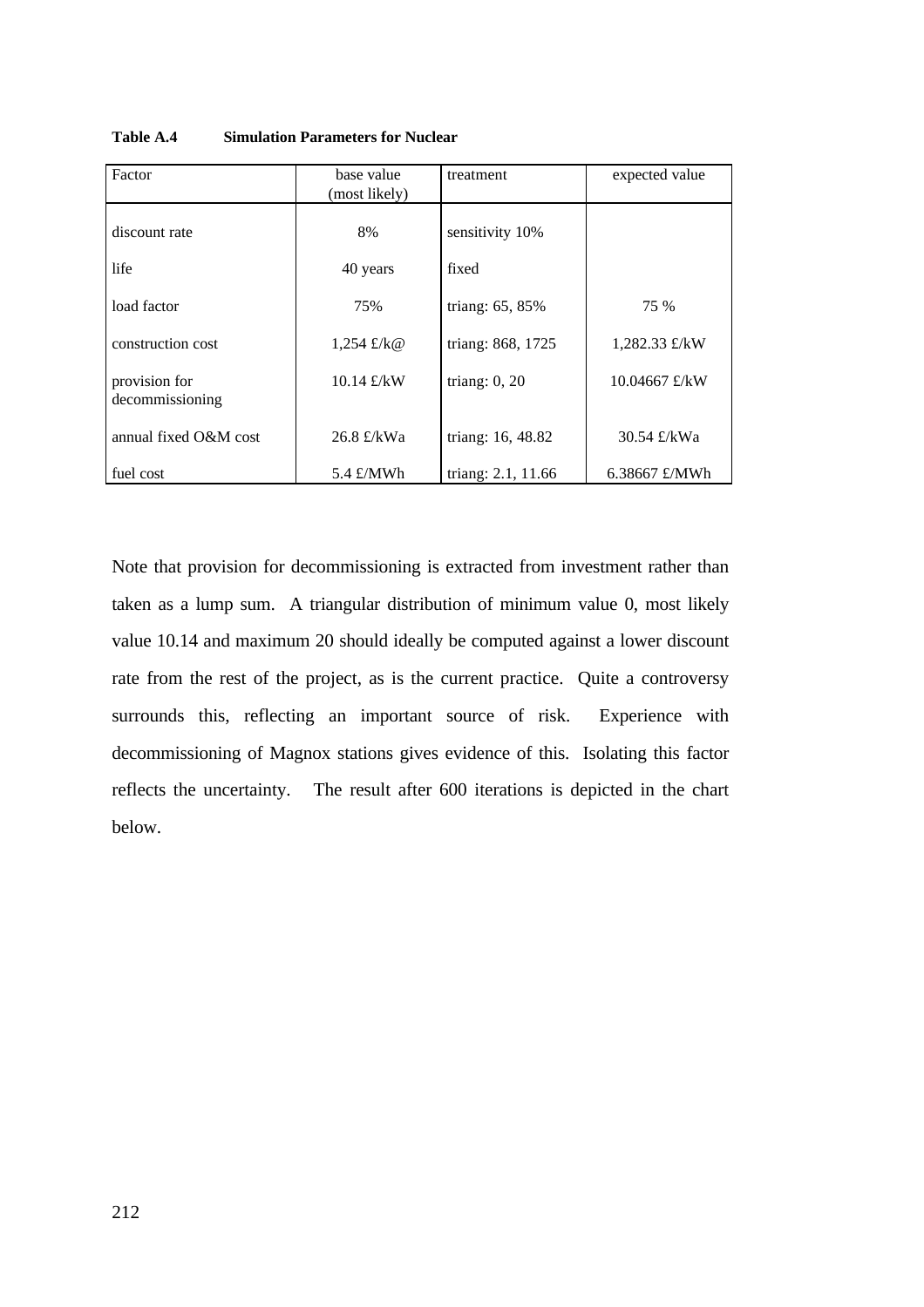**Table A.4 Simulation Parameters for Nuclear**

| Factor | base value (most likely) | treatment | expected value |
|---|---|---|---|
| discount rate | 8% | sensitivity 10% | |
| life | 40 years | fixed | |
| load factor | 75% | triang: 65, 85% | 75 % |
| construction cost | 1,254 £/k@ | triang: 868, 1725 | 1,282.33 £/kW |
| provision for decommissioning | 10.14 £/kW | triang: 0, 20 | 10.04667 £/kW |
| annual fixed O&M cost | 26.8 £/kWa | triang: 16, 48.82 | 30.54 £/kWa |
| fuel cost | 5.4 £/MWh | triang: 2.1, 11.66 | 6.38667 £/MWh |

Note that provision for decommissioning is extracted from investment rather than taken as a lump sum. A triangular distribution of minimum value 0, most likely value 10.14 and maximum 20 should ideally be computed against a lower discount rate from the rest of the project, as is the current practice. Quite a controversy surrounds this, reflecting an important source of risk. Experience with decommissioning of Magnox stations gives evidence of this. Isolating this factor reflects the uncertainty. The result after 600 iterations is depicted in the chart below.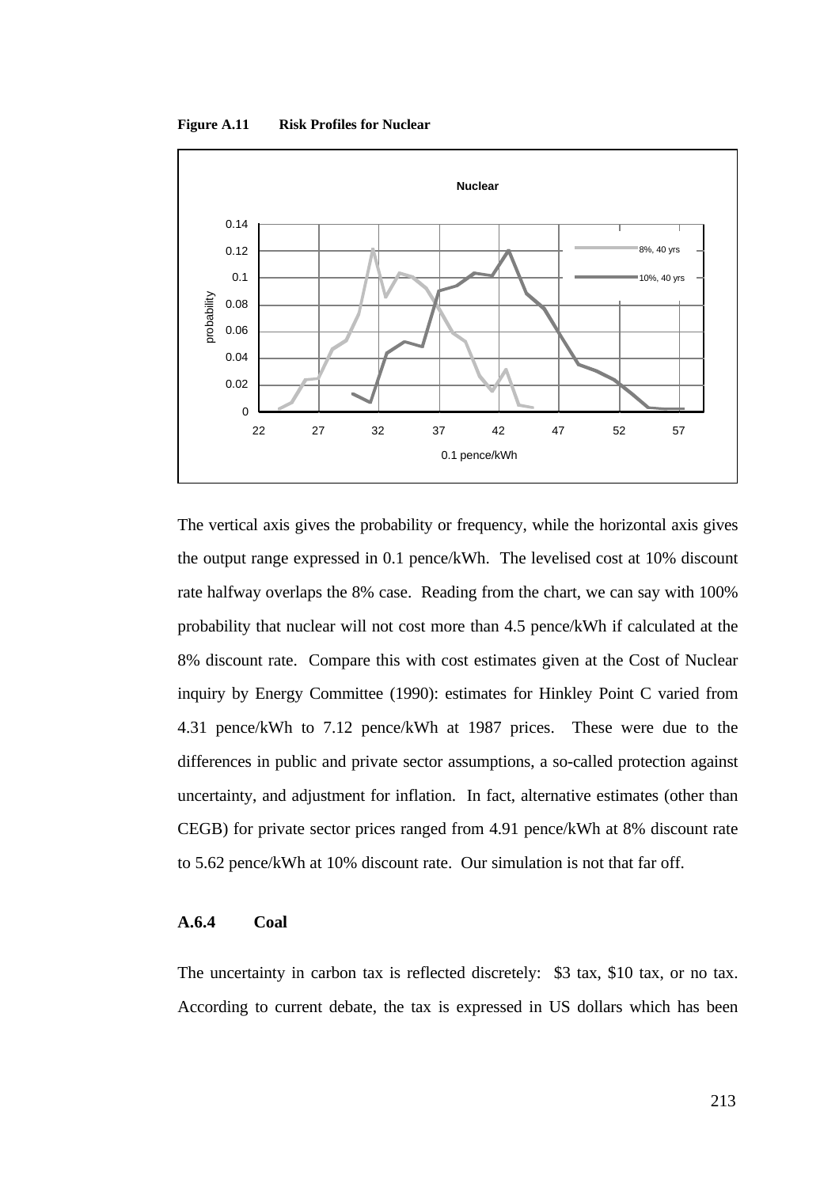**Figure A.11 Risk Profiles for Nuclear**

The vertical axis gives the probability or frequency, while the horizontal axis gives the output range expressed in 0.1 pence/kWh. The levelised cost at 10% discount rate halfway overlaps the 8% case. Reading from the chart, we can say with 100% probability that nuclear will not cost more than 4.5 pence/kWh if calculated at the 8% discount rate. Compare this with cost estimates given at the Cost of Nuclear inquiry by Energy Committee (1990): estimates for Hinkley Point C varied from 4.31 pence/kWh to 7.12 pence/kWh at 1987 prices. These were due to the differences in public and private sector assumptions, a so-called protection against uncertainty, and adjustment for inflation. In fact, alternative estimates (other than CEGB) for private sector prices ranged from 4.91 pence/kWh at 8% discount rate to 5.62 pence/kWh at 10% discount rate. Our simulation is not that far off.

### A.6.4 Coal

The uncertainty in carbon tax is reflected discretely: \$3 tax, \$10 tax, or no tax. According to current debate, the tax is expressed in US dollars which has been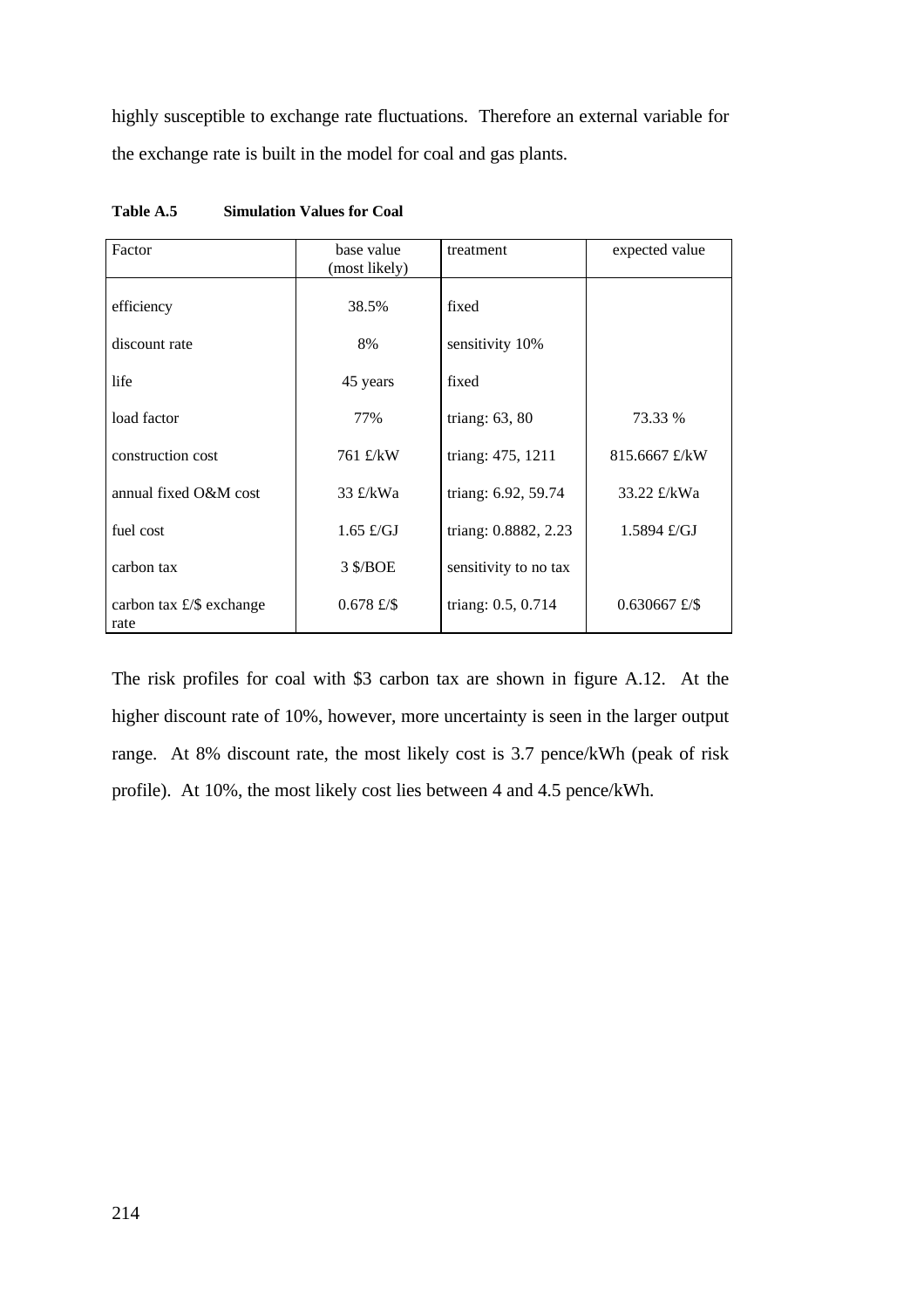highly susceptible to exchange rate fluctuations. Therefore an external variable for the exchange rate is built in the model for coal and gas plants.

**Table A.5 Simulation Values for Coal**

| Factor | base value (most likely) | treatment | expected value |
|---|---|---|---|
| efficiency | 38.5% | fixed | |
| discount rate | 8% | sensitivity 10% | |
| life | 45 years | fixed | |
| load factor | 77% | triang: 63, 80 | 73.33 % |
| construction cost | 761 £/kW | triang: 475, 1211 | 815.6667 £/kW |
| annual fixed O&M cost | 33 £/kWa | triang: 6.92, 59.74 | 33.22 £/kWa |
| fuel cost | 1.65 £/GJ | triang: 0.8882, 2.23 | 1.5894 £/GJ |
| carbon tax | 3 $/BOE | sensitivity to no tax | |
| carbon tax £/$ exchange rate | 0.678 £/$ | triang: 0.5, 0.714 | 0.630667 £/$ |

The risk profiles for coal with $3 carbon tax are shown in figure A.12. At the higher discount rate of 10%, however, more uncertainty is seen in the larger output range. At 8% discount rate, the most likely cost is 3.7 pence/kWh (peak of risk profile). At 10%, the most likely cost lies between 4 and 4.5 pence/kWh.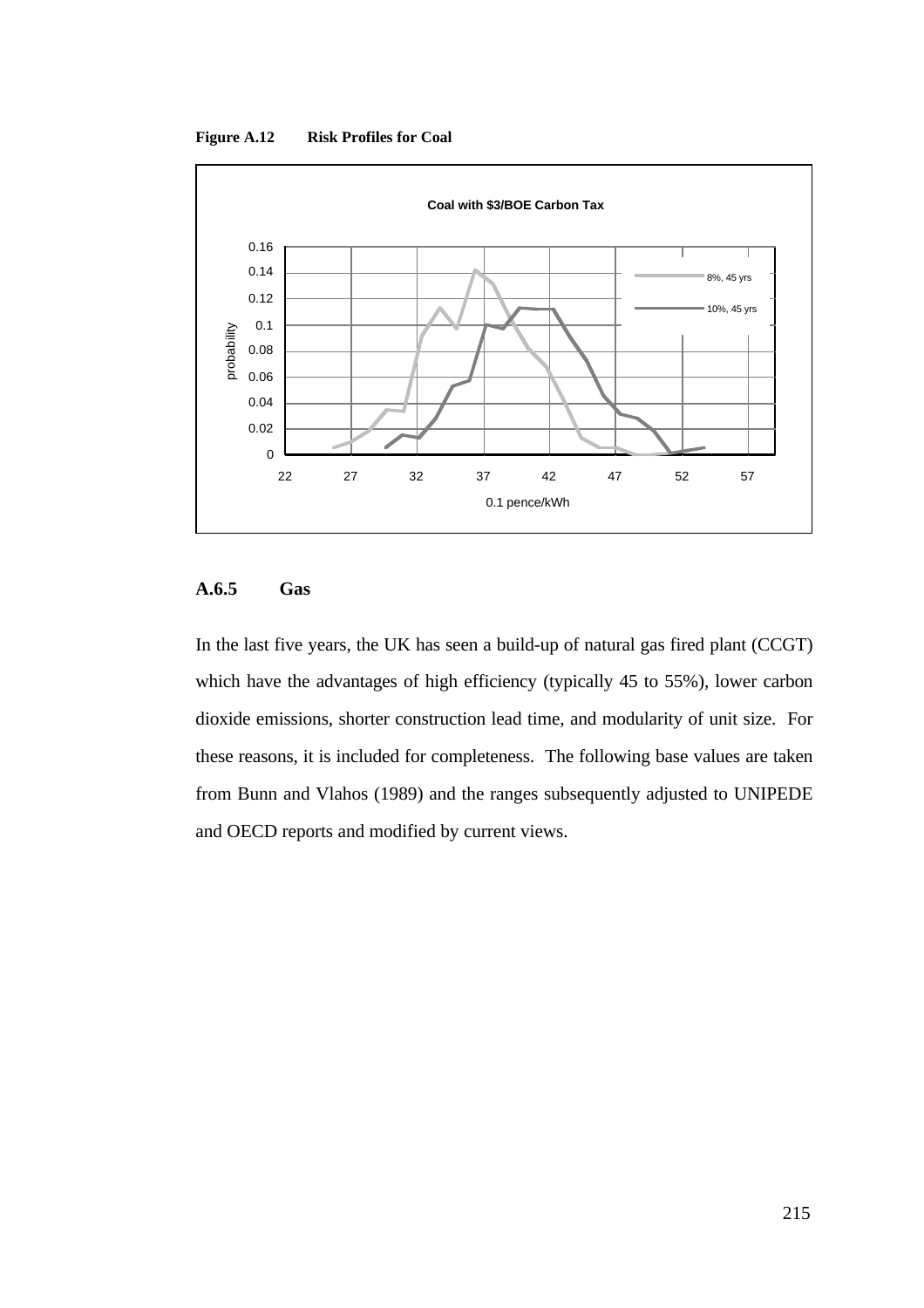**Figure A.12 Risk Profiles for Coal**

### A.6.5 Gas

In the last five years, the UK has seen a build-up of natural gas fired plant (CCGT) which have the advantages of high efficiency (typically 45 to 55%), lower carbon dioxide emissions, shorter construction lead time, and modularity of unit size. For these reasons, it is included for completeness. The following base values are taken from Bunn and Vlahos (1989) and the ranges subsequently adjusted to UNIPEDE and OECD reports and modified by current views.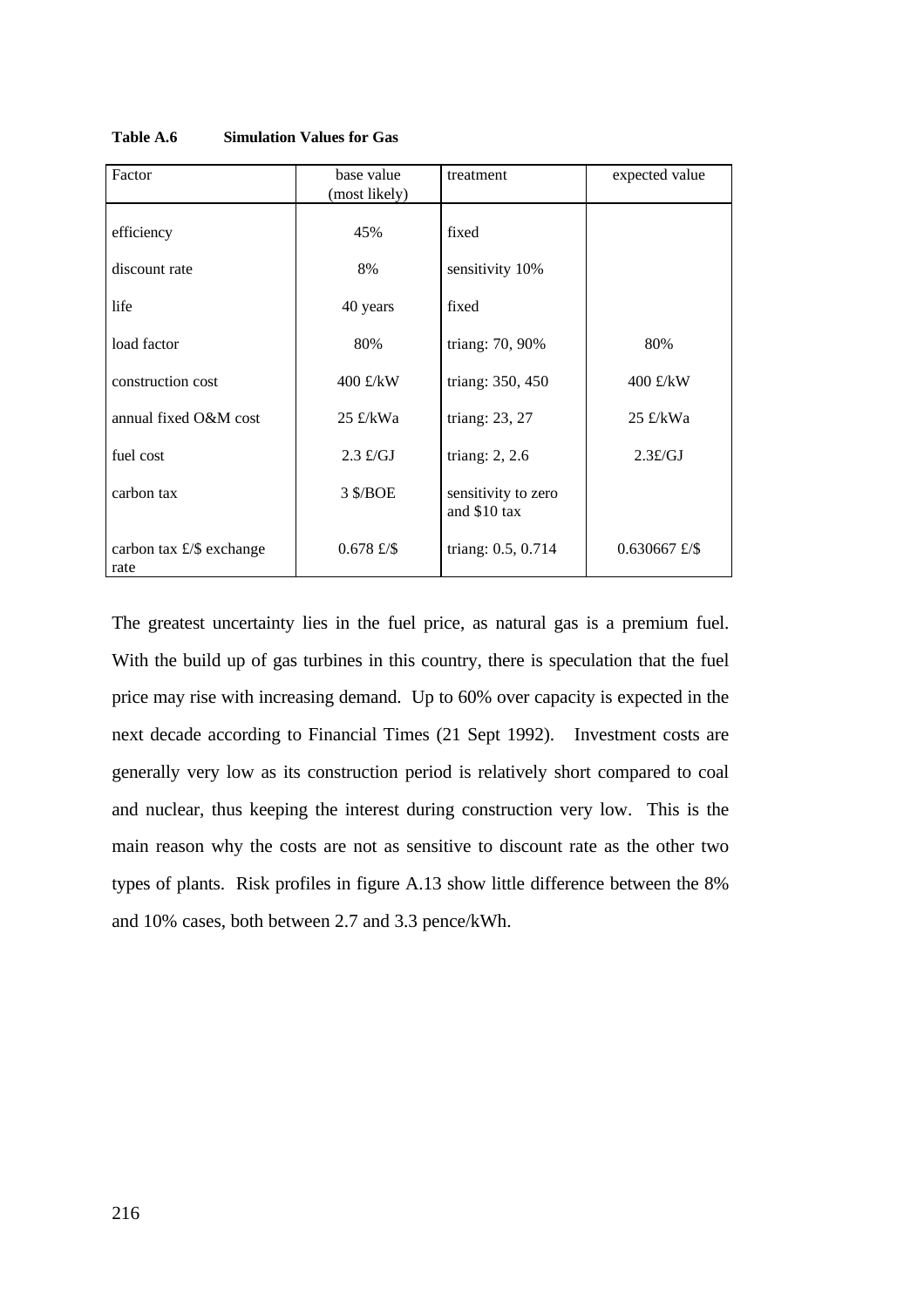**Table A.6 Simulation Values for Gas**

| Factor | base value (most likely) | treatment | expected value |
|---|---|---|---|
| efficiency | 45% | fixed | |
| discount rate | 8% | sensitivity 10% | |
| life | 40 years | fixed | |
| load factor | 80% | triang: 70, 90% | 80% |
| construction cost | 400 £/kW | triang: 350, 450 | 400 £/kW |
| annual fixed O&M cost | 25 £/kWa | triang: 23, 27 | 25 £/kWa |
| fuel cost | 2.3 £/GJ | triang: 2, 2.6 | 2.3£/GJ |
| carbon tax | 3 $/BOE | sensitivity to zero and $10 tax | |
| carbon tax £/$ exchange rate | 0.678 £/$ | triang: 0.5, 0.714 | 0.630667 £/$ |

The greatest uncertainty lies in the fuel price, as natural gas is a premium fuel. With the build up of gas turbines in this country, there is speculation that the fuel price may rise with increasing demand. Up to 60% over capacity is expected in the next decade according to Financial Times (21 Sept 1992). Investment costs are generally very low as its construction period is relatively short compared to coal and nuclear, thus keeping the interest during construction very low. This is the main reason why the costs are not as sensitive to discount rate as the other two types of plants. Risk profiles in figure A.13 show little difference between the 8% and 10% cases, both between 2.7 and 3.3 pence/kWh.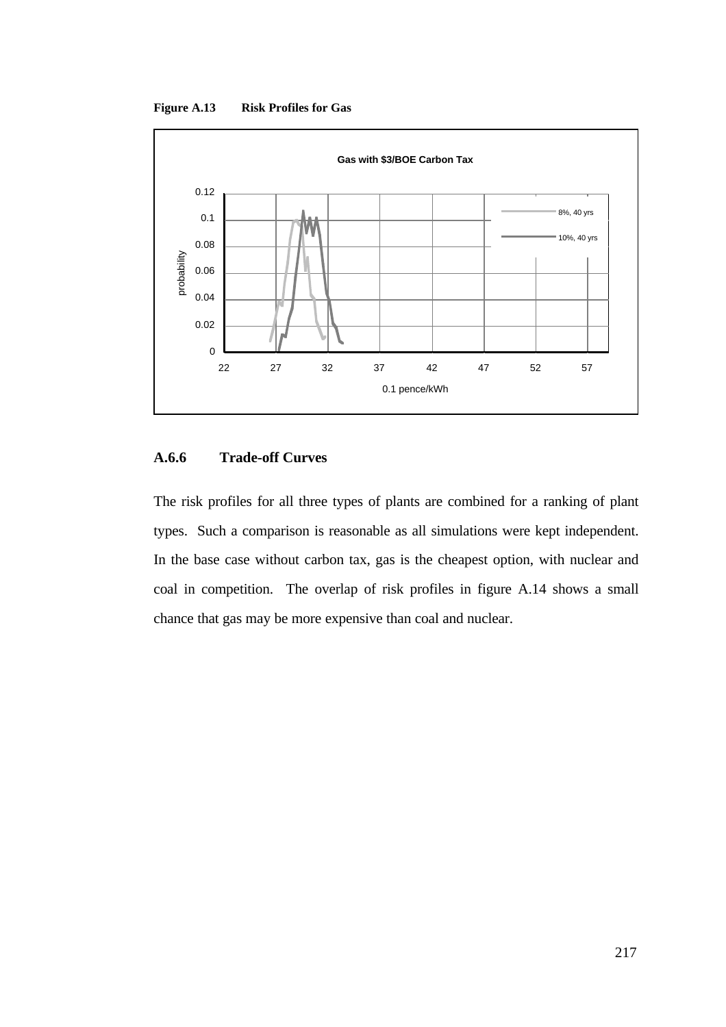**Figure A.13 Risk Profiles for Gas**

### A.6.6 Trade-off Curves

The risk profiles for all three types of plants are combined for a ranking of plant types. Such a comparison is reasonable as all simulations were kept independent. In the base case without carbon tax, gas is the cheapest option, with nuclear and coal in competition. The overlap of risk profiles in figure A.14 shows a small chance that gas may be more expensive than coal and nuclear.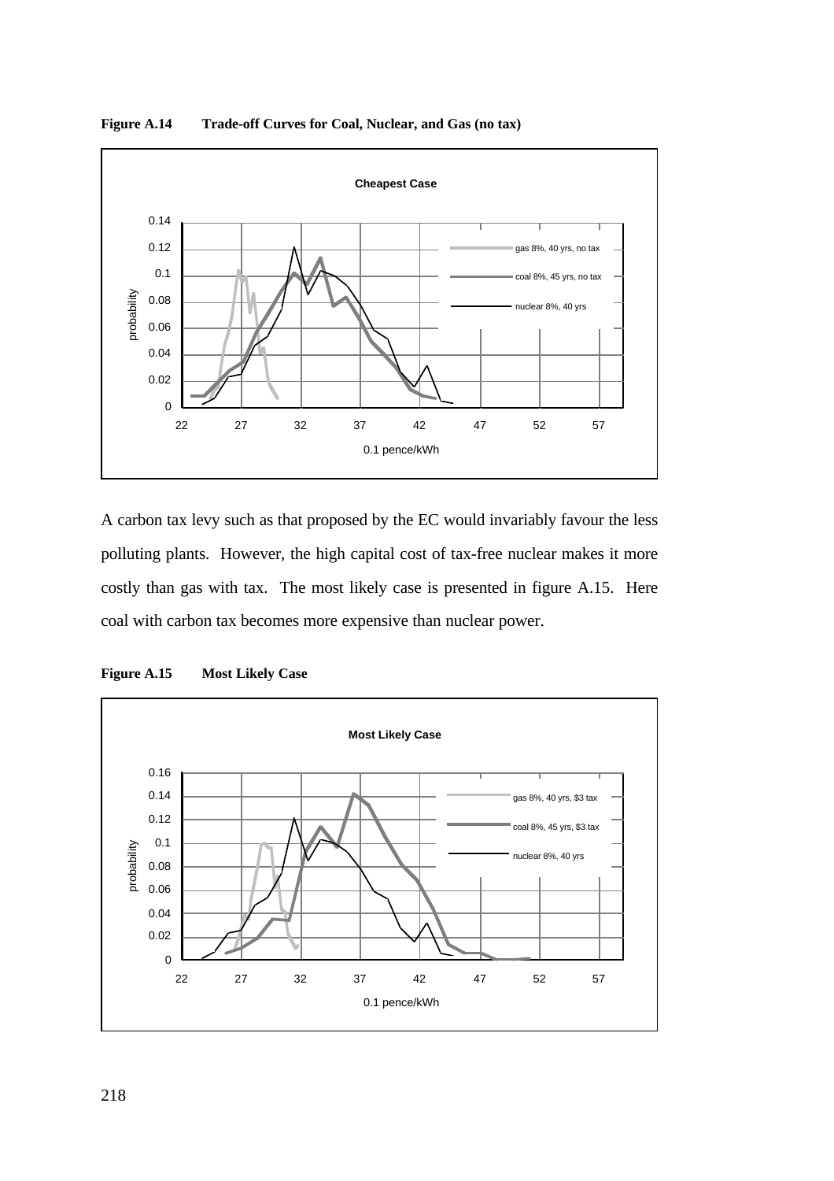**Figure A.14 Trade-off Curves for Coal, Nuclear, and Gas (no tax)**

A carbon tax levy such as that proposed by the EC would invariably favour the less polluting plants. However, the high capital cost of tax-free nuclear makes it more costly than gas with tax. The most likely case is presented in figure A.15. Here coal with carbon tax becomes more expensive than nuclear power.

**Figure A.15 Most Likely Case**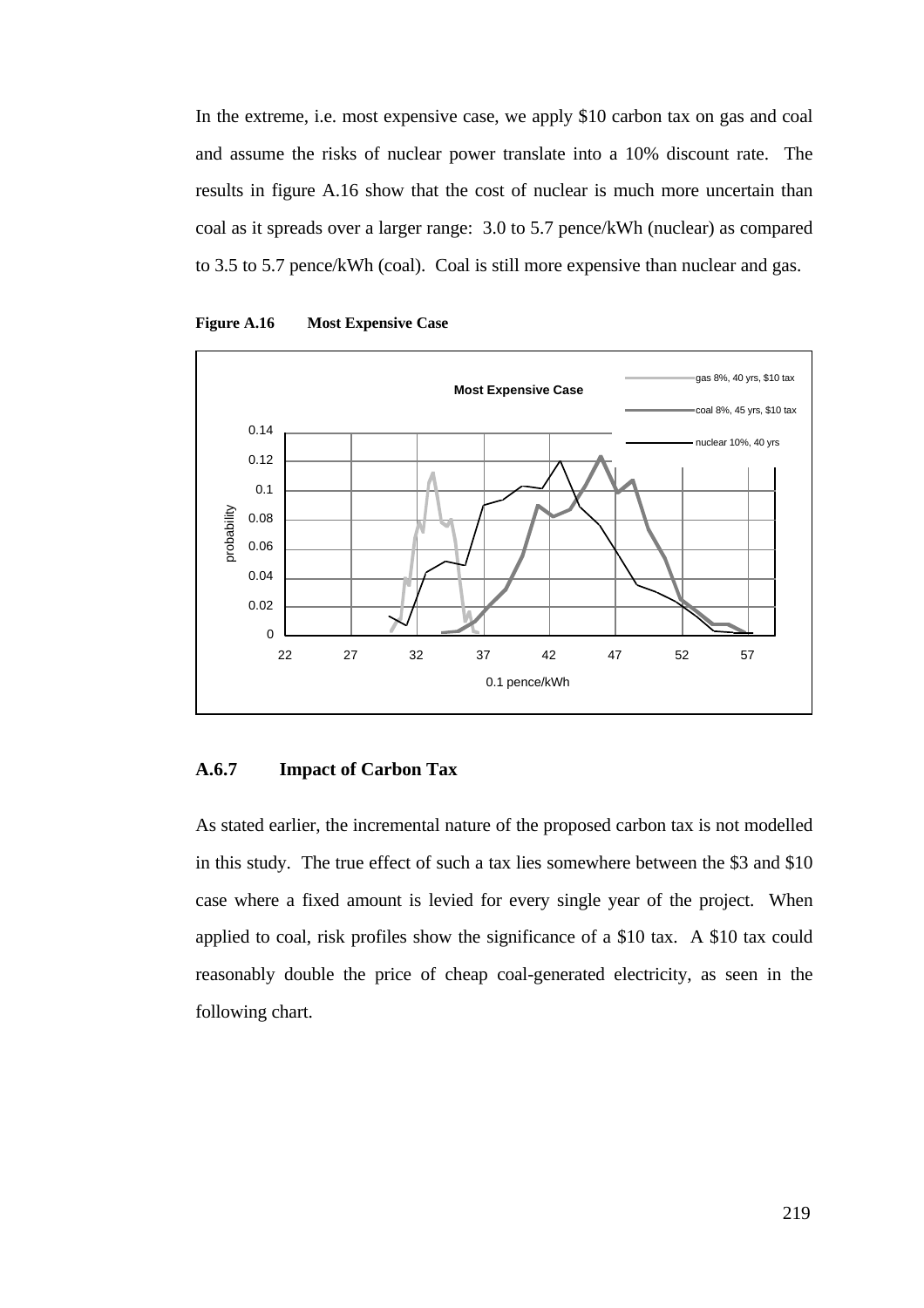In the extreme, i.e. most expensive case, we apply $10 carbon tax on gas and coal and assume the risks of nuclear power translate into a 10% discount rate. The results in figure A.16 show that the cost of nuclear is much more uncertain than coal as it spreads over a larger range: 3.0 to 5.7 pence/kWh (nuclear) as compared to 3.5 to 5.7 pence/kWh (coal). Coal is still more expensive than nuclear and gas.

**Figure A.16 Most Expensive Case**

### A.6.7 Impact of Carbon Tax

As stated earlier, the incremental nature of the proposed carbon tax is not modelled in this study. The true effect of such a tax lies somewhere between the $3 and $10 case where a fixed amount is levied for every single year of the project. When applied to coal, risk profiles show the significance of a $10 tax. A $10 tax could reasonably double the price of cheap coal-generated electricity, as seen in the following chart.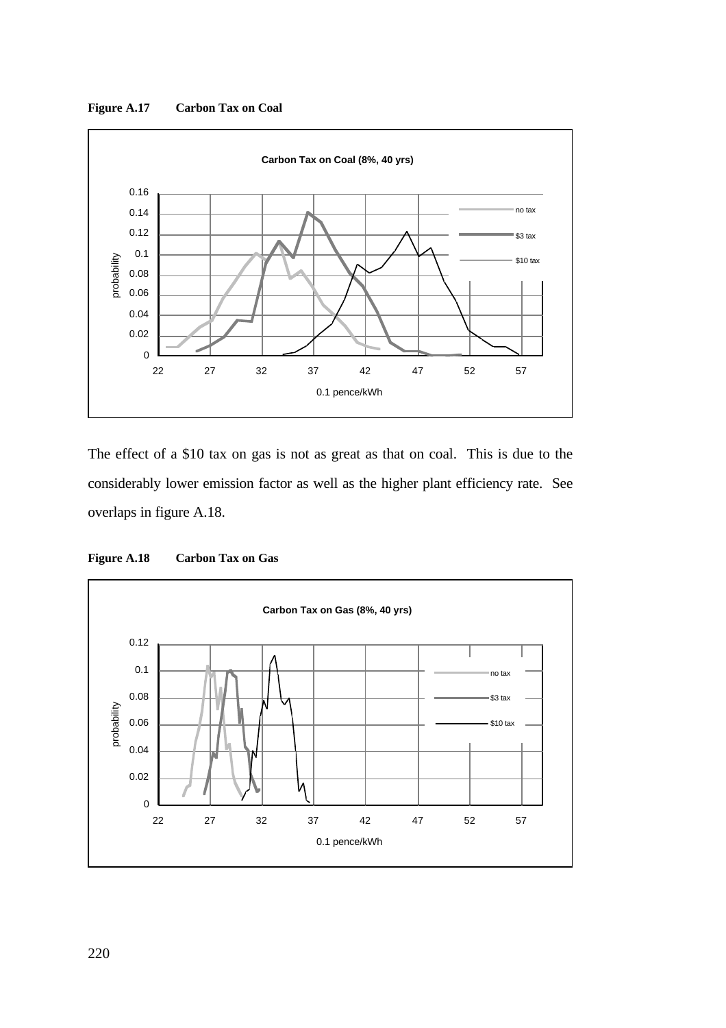**Figure A.17 Carbon Tax on Coal**

The effect of a \$10 tax on gas is not as great as that on coal. This is due to the considerably lower emission factor as well as the higher plant efficiency rate. See overlaps in figure A.18.

**Figure A.18 Carbon Tax on Gas**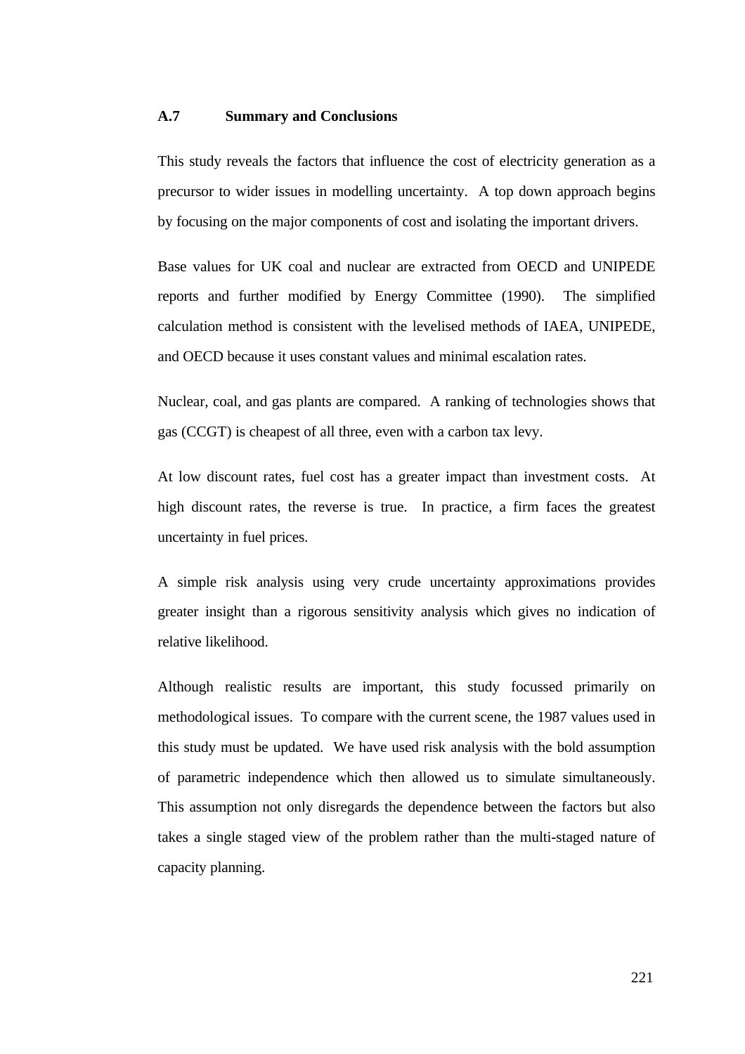## A.7 Summary and Conclusions

This study reveals the factors that influence the cost of electricity generation as a precursor to wider issues in modelling uncertainty. A top down approach begins by focusing on the major components of cost and isolating the important drivers.

Base values for UK coal and nuclear are extracted from OECD and UNIPEDE reports and further modified by Energy Committee (1990). The simplified calculation method is consistent with the levelised methods of IAEA, UNIPEDE, and OECD because it uses constant values and minimal escalation rates.

Nuclear, coal, and gas plants are compared. A ranking of technologies shows that gas (CCGT) is cheapest of all three, even with a carbon tax levy.

At low discount rates, fuel cost has a greater impact than investment costs. At high discount rates, the reverse is true. In practice, a firm faces the greatest uncertainty in fuel prices.

A simple risk analysis using very crude uncertainty approximations provides greater insight than a rigorous sensitivity analysis which gives no indication of relative likelihood.

Although realistic results are important, this study focussed primarily on methodological issues. To compare with the current scene, the 1987 values used in this study must be updated. We have used risk analysis with the bold assumption of parametric independence which then allowed us to simulate simultaneously. This assumption not only disregards the dependence between the factors but also takes a single staged view of the problem rather than the multi-staged nature of capacity planning.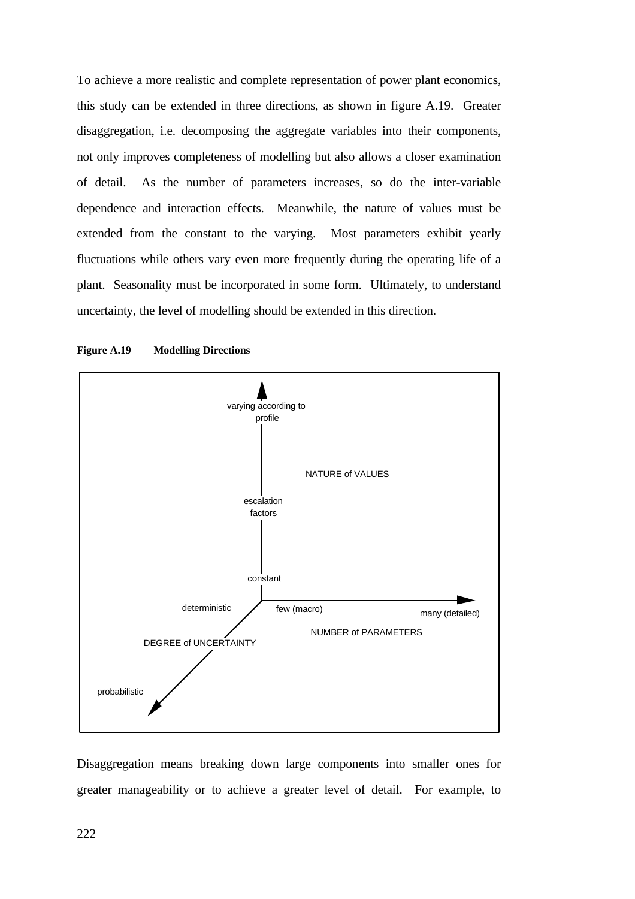To achieve a more realistic and complete representation of power plant economics, this study can be extended in three directions, as shown in figure A.19. Greater disaggregation, i.e. decomposing the aggregate variables into their components, not only improves completeness of modelling but also allows a closer examination of detail. As the number of parameters increases, so do the inter-variable dependence and interaction effects. Meanwhile, the nature of values must be extended from the constant to the varying. Most parameters exhibit yearly fluctuations while others vary even more frequently during the operating life of a plant. Seasonality must be incorporated in some form. Ultimately, to understand uncertainty, the level of modelling should be extended in this direction.

**Figure A.19 Modelling Directions**

varying according to profile

NATURE of VALUES

escalation factors

constant

deterministic

few (macro)

many (detailed)

NUMBER of PARAMETERS

DEGREE of UNCERTAINTY

probabilistic

Disaggregation means breaking down large components into smaller ones for greater manageability or to achieve a greater level of detail. For example, to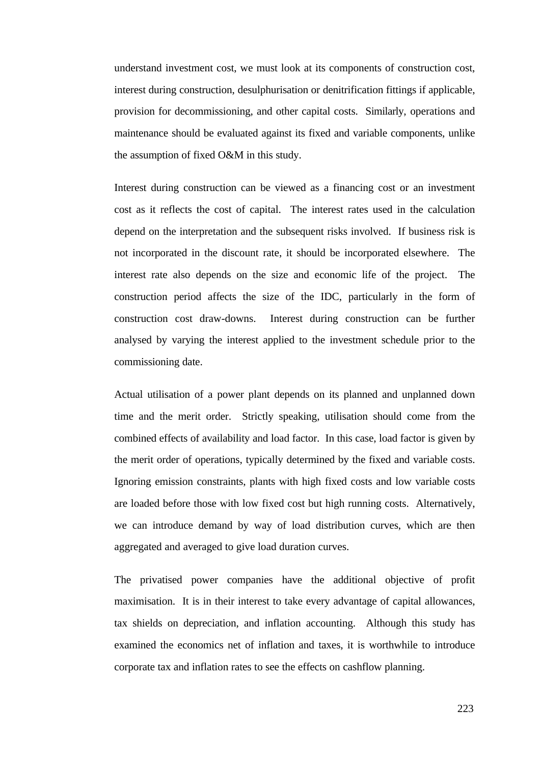understand investment cost, we must look at its components of construction cost, interest during construction, desulphurisation or denitrification fittings if applicable, provision for decommissioning, and other capital costs. Similarly, operations and maintenance should be evaluated against its fixed and variable components, unlike the assumption of fixed O&M in this study.

Interest during construction can be viewed as a financing cost or an investment cost as it reflects the cost of capital. The interest rates used in the calculation depend on the interpretation and the subsequent risks involved. If business risk is not incorporated in the discount rate, it should be incorporated elsewhere. The interest rate also depends on the size and economic life of the project. The construction period affects the size of the IDC, particularly in the form of construction cost draw-downs. Interest during construction can be further analysed by varying the interest applied to the investment schedule prior to the commissioning date.

Actual utilisation of a power plant depends on its planned and unplanned down time and the merit order. Strictly speaking, utilisation should come from the combined effects of availability and load factor. In this case, load factor is given by the merit order of operations, typically determined by the fixed and variable costs. Ignoring emission constraints, plants with high fixed costs and low variable costs are loaded before those with low fixed cost but high running costs. Alternatively, we can introduce demand by way of load distribution curves, which are then aggregated and averaged to give load duration curves.

The privatised power companies have the additional objective of profit maximisation. It is in their interest to take every advantage of capital allowances, tax shields on depreciation, and inflation accounting. Although this study has examined the economics net of inflation and taxes, it is worthwhile to introduce corporate tax and inflation rates to see the effects on cashflow planning.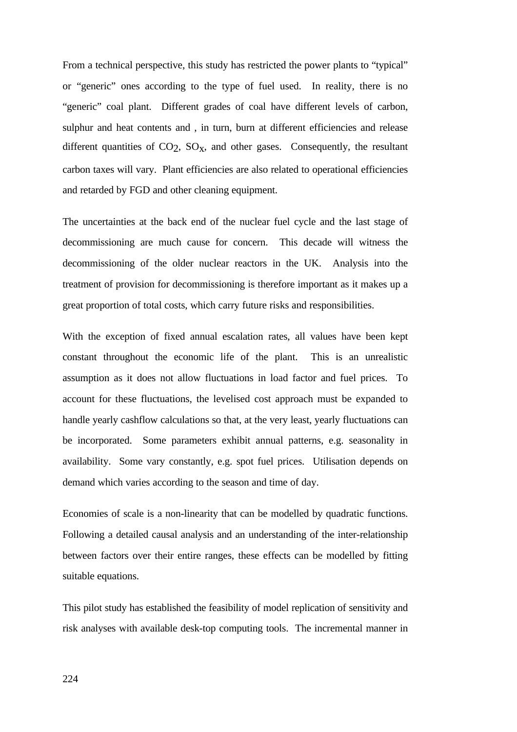From a technical perspective, this study has restricted the power plants to “typical” or “generic” ones according to the type of fuel used. In reality, there is no “generic” coal plant. Different grades of coal have different levels of carbon, sulphur and heat contents and , in turn, burn at different efficiencies and release different quantities of $CO_2$, $SO_X$, and other gases. Consequently, the resultant carbon taxes will vary. Plant efficiencies are also related to operational efficiencies and retarded by FGD and other cleaning equipment.

The uncertainties at the back end of the nuclear fuel cycle and the last stage of decommissioning are much cause for concern. This decade will witness the decommissioning of the older nuclear reactors in the UK. Analysis into the treatment of provision for decommissioning is therefore important as it makes up a great proportion of total costs, which carry future risks and responsibilities.

With the exception of fixed annual escalation rates, all values have been kept constant throughout the economic life of the plant. This is an unrealistic assumption as it does not allow fluctuations in load factor and fuel prices. To account for these fluctuations, the levelised cost approach must be expanded to handle yearly cashflow calculations so that, at the very least, yearly fluctuations can be incorporated. Some parameters exhibit annual patterns, e.g. seasonality in availability. Some vary constantly, e.g. spot fuel prices. Utilisation depends on demand which varies according to the season and time of day.

Economies of scale is a non-linearity that can be modelled by quadratic functions. Following a detailed causal analysis and an understanding of the inter-relationship between factors over their entire ranges, these effects can be modelled by fitting suitable equations.

This pilot study has established the feasibility of model replication of sensitivity and risk analyses with available desk-top computing tools. The incremental manner in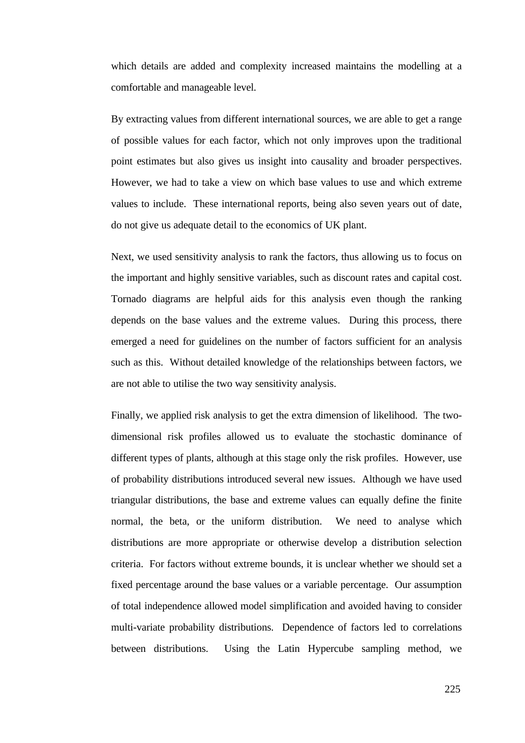which details are added and complexity increased maintains the modelling at a comfortable and manageable level.

By extracting values from different international sources, we are able to get a range of possible values for each factor, which not only improves upon the traditional point estimates but also gives us insight into causality and broader perspectives. However, we had to take a view on which base values to use and which extreme values to include. These international reports, being also seven years out of date, do not give us adequate detail to the economics of UK plant.

Next, we used sensitivity analysis to rank the factors, thus allowing us to focus on the important and highly sensitive variables, such as discount rates and capital cost. Tornado diagrams are helpful aids for this analysis even though the ranking depends on the base values and the extreme values. During this process, there emerged a need for guidelines on the number of factors sufficient for an analysis such as this. Without detailed knowledge of the relationships between factors, we are not able to utilise the two way sensitivity analysis.

Finally, we applied risk analysis to get the extra dimension of likelihood. The two-dimensional risk profiles allowed us to evaluate the stochastic dominance of different types of plants, although at this stage only the risk profiles. However, use of probability distributions introduced several new issues. Although we have used triangular distributions, the base and extreme values can equally define the finite normal, the beta, or the uniform distribution. We need to analyse which distributions are more appropriate or otherwise develop a distribution selection criteria. For factors without extreme bounds, it is unclear whether we should set a fixed percentage around the base values or a variable percentage. Our assumption of total independence allowed model simplification and avoided having to consider multi-variate probability distributions. Dependence of factors led to correlations between distributions. Using the Latin Hypercube sampling method, we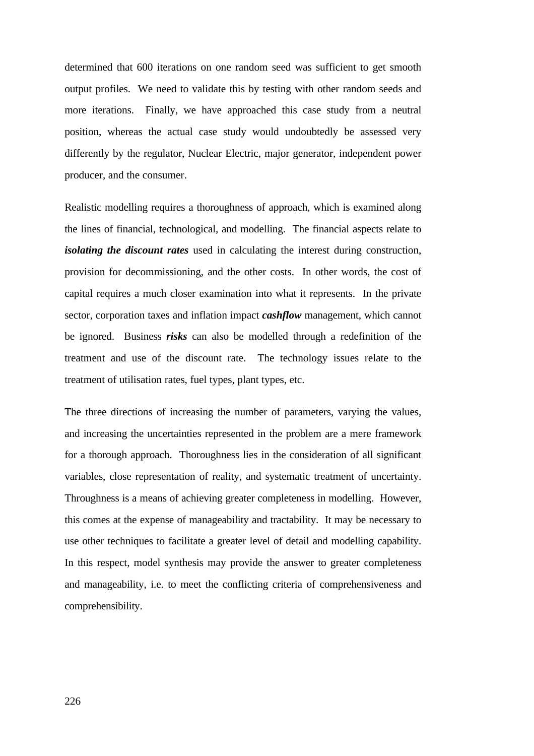determined that 600 iterations on one random seed was sufficient to get smooth output profiles. We need to validate this by testing with other random seeds and more iterations. Finally, we have approached this case study from a neutral position, whereas the actual case study would undoubtedly be assessed very differently by the regulator, Nuclear Electric, major generator, independent power producer, and the consumer.

Realistic modelling requires a thoroughness of approach, which is examined along the lines of financial, technological, and modelling. The financial aspects relate to ***isolating the discount rates*** used in calculating the interest during construction, provision for decommissioning, and the other costs. In other words, the cost of capital requires a much closer examination into what it represents. In the private sector, corporation taxes and inflation impact ***cashflow*** management, which cannot be ignored. Business ***risks*** can also be modelled through a redefinition of the treatment and use of the discount rate. The technology issues relate to the treatment of utilisation rates, fuel types, plant types, etc.

The three directions of increasing the number of parameters, varying the values, and increasing the uncertainties represented in the problem are a mere framework for a thorough approach. Thoroughness lies in the consideration of all significant variables, close representation of reality, and systematic treatment of uncertainty. Throughness is a means of achieving greater completeness in modelling. However, this comes at the expense of manageability and tractability. It may be necessary to use other techniques to facilitate a greater level of detail and modelling capability. In this respect, model synthesis may provide the answer to greater completeness and manageability, i.e. to meet the conflicting criteria of comprehensiveness and comprehensibility.